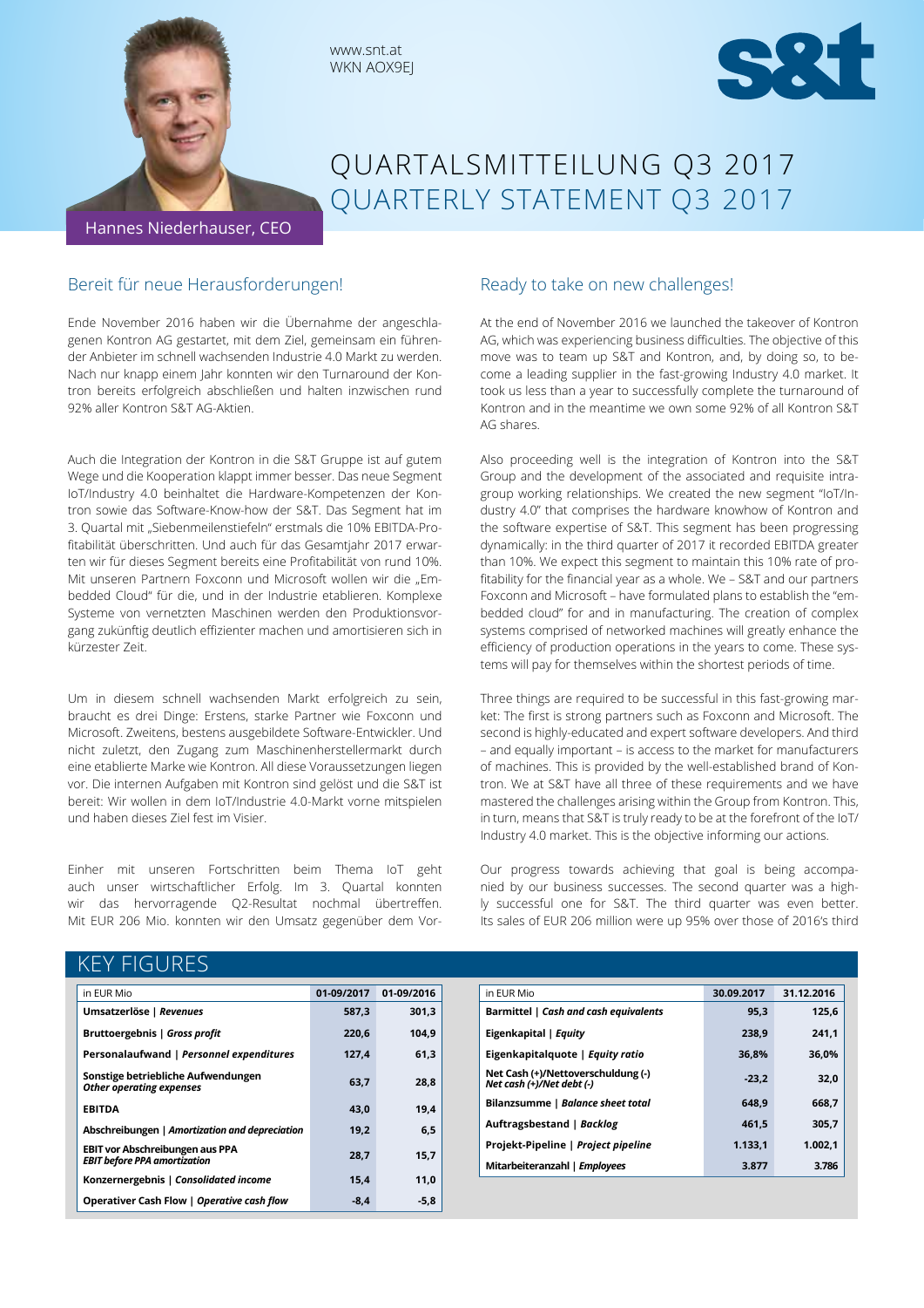www.snt.at
WKN A0X9EJ

s&t

# QUARTALSMITTEILUNG Q3 2017
# QUARTERLY STATEMENT Q3 2017

Hannes Niederhauser, CEO

## Bereit für neue Herausforderungen!

Ende November 2016 haben wir die Übernahme der angeschlagenen Kontron AG gestartet, mit dem Ziel, gemeinsam ein führender Anbieter im schnell wachsenden Industrie 4.0 Markt zu werden. Nach nur knapp einem Jahr konnten wir den Turnaround der Kontron bereits erfolgreich abschließen und halten inzwischen rund 92% aller Kontron S&T AG-Aktien.

Auch die Integration der Kontron in die S&T Gruppe ist auf gutem Wege und die Kooperation klappt immer besser. Das neue Segment IoT/Industry 4.0 beinhaltet die Hardware-Kompetenzen der Kontron sowie das Software-Know-how der S&T. Das Segment hat im 3. Quartal mit „Siebenmeilenstiefeln" erstmals die 10% EBITDA-Profitabilität überschritten. Und auch für das Gesamtjahr 2017 erwarten wir für dieses Segment bereits eine Profitabilität von rund 10%. Mit unseren Partnern Foxconn und Microsoft wollen wir die „Embedded Cloud" für die, und in der Industrie etablieren. Komplexe Systeme von vernetzten Maschinen werden den Produktionsvorgang zukünftig deutlich effizienter machen und amortisieren sich in kürzester Zeit.

Um in diesem schnell wachsenden Markt erfolgreich zu sein, braucht es drei Dinge: Erstens, starke Partner wie Foxconn und Microsoft. Zweitens, bestens ausgebildete Software-Entwickler. Und nicht zuletzt, den Zugang zum Maschinenherstellermarkt durch eine etablierte Marke wie Kontron. All diese Voraussetzungen liegen vor. Die internen Aufgaben mit Kontron sind gelöst und die S&T ist bereit: Wir wollen in dem IoT/Industrie 4.0-Markt vorne mitspielen und haben dieses Ziel fest im Visier.

Einher mit unseren Fortschritten beim Thema IoT geht auch unser wirtschaftlicher Erfolg. Im 3. Quartal konnten wir das hervorragende Q2-Resultat nochmal übertreffen. Mit EUR 206 Mio. konnten wir den Umsatz gegenüber dem Vor-

## Ready to take on new challenges!

At the end of November 2016 we launched the takeover of Kontron AG, which was experiencing business difficulties. The objective of this move was to team up S&T and Kontron, and, by doing so, to become a leading supplier in the fast-growing Industry 4.0 market. It took us less than a year to successfully complete the turnaround of Kontron and in the meantime we own some 92% of all Kontron S&T AG shares.

Also proceeding well is the integration of Kontron into the S&T Group and the development of the associated and requisite intragroup working relationships. We created the new segment "IoT/Industry 4.0" that comprises the hardware knowhow of Kontron and the software expertise of S&T. This segment has been progressing dynamically: in the third quarter of 2017 it recorded EBITDA greater than 10%. We expect this segment to maintain this 10% rate of profitability for the financial year as a whole. We – S&T and our partners Foxconn and Microsoft – have formulated plans to establish the "embedded cloud" for and in manufacturing. The creation of complex systems comprised of networked machines will greatly enhance the efficiency of production operations in the years to come. These systems will pay for themselves within the shortest periods of time.

Three things are required to be successful in this fast-growing market: The first is strong partners such as Foxconn and Microsoft. The second is highly-educated and expert software developers. And third – and equally important – is access to the market for manufacturers of machines. This is provided by the well-established brand of Kontron. We at S&T have all three of these requirements and we have mastered the challenges arising within the Group from Kontron. This, in turn, means that S&T is truly ready to be at the forefront of the IoT/Industry 4.0 market. This is the objective informing our actions.

Our progress towards achieving that goal is being accompanied by our business successes. The second quarter was a highly successful one for S&T. The third quarter was even better. Its sales of EUR 206 million were up 95% over those of 2016's third

## KEY FIGURES

| in EUR Mio | 01-09/2017 | 01-09/2016 |
|---|---|---|
| **Umsatzerlöse \| *Revenues*** | 587,3 | 301,3 |
| **Bruttoergebnis \| *Gross profit*** | 220,6 | 104,9 |
| **Personalaufwand \| *Personnel expenditures*** | 127,4 | 61,3 |
| **Sonstige betriebliche Aufwendungen *Other operating expenses*** | 63,7 | 28,8 |
| **EBITDA** | 43,0 | 19,4 |
| **Abschreibungen \| *Amortization and depreciation*** | 19,2 | 6,5 |
| **EBIT vor Abschreibungen aus PPA *EBIT before PPA amortization*** | 28,7 | 15,7 |
| **Konzernergebnis \| *Consolidated income*** | 15,4 | 11,0 |
| **Operativer Cash Flow \| *Operative cash flow*** | -8,4 | -5,8 |

| in EUR Mio | 30.09.2017 | 31.12.2016 |
|---|---|---|
| **Barmittel \| *Cash and cash equivalents*** | 95,3 | 125,6 |
| **Eigenkapital \| *Equity*** | 238,9 | 241,1 |
| **Eigenkapitalquote \| *Equity ratio*** | 36,8% | 36,0% |
| **Net Cash (+)/Nettoverschuldung (-) *Net cash (+)/Net debt (-)*** | -23,2 | 32,0 |
| **Bilanzsumme \| *Balance sheet total*** | 648,9 | 668,7 |
| **Auftragsbestand \| *Backlog*** | 461,5 | 305,7 |
| **Projekt-Pipeline \| *Project pipeline*** | 1.133,1 | 1.002,1 |
| **Mitarbeiteranzahl \| *Employees*** | 3.877 | 3.786 |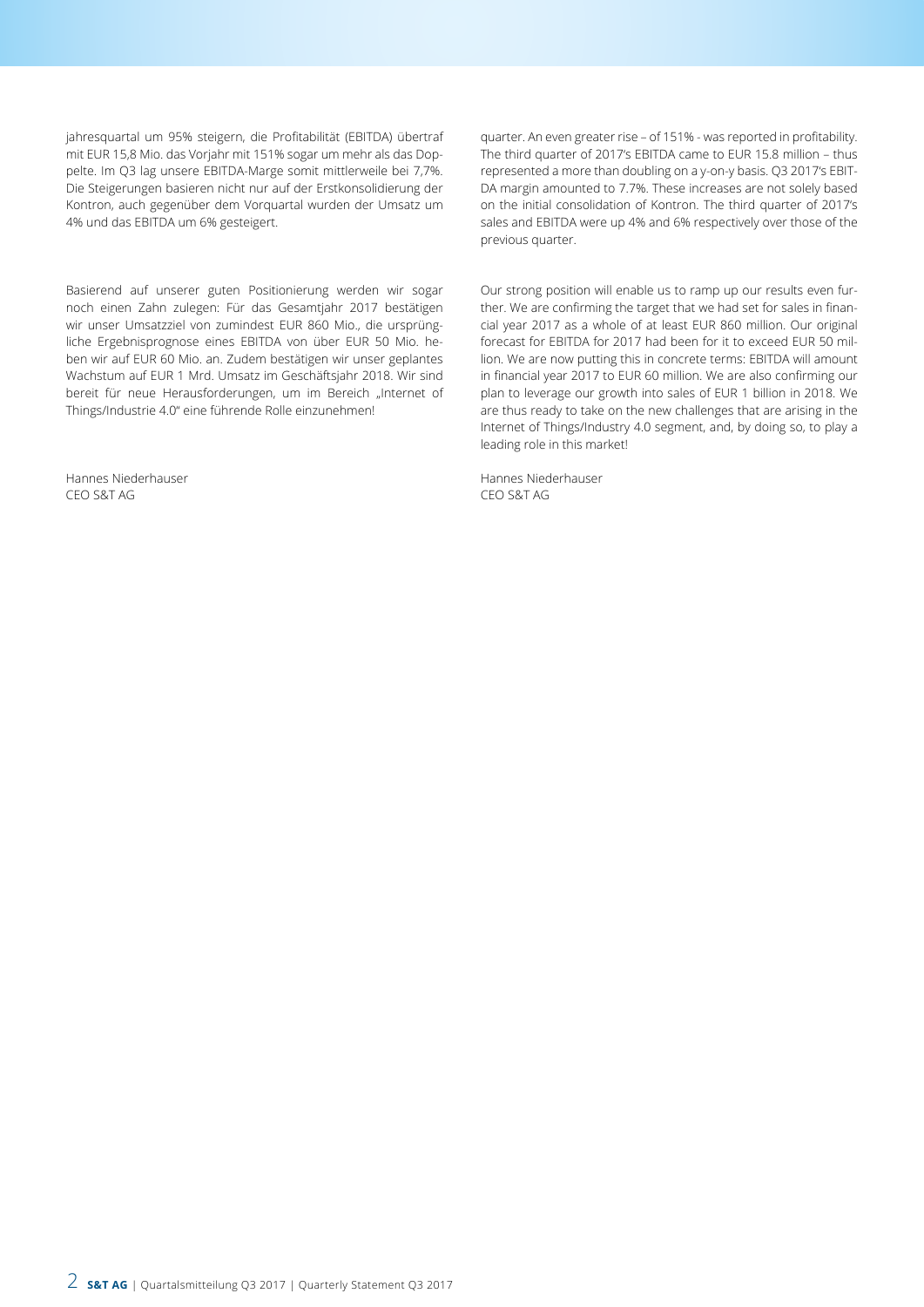jahresquartal um 95% steigern, die Profitabilität (EBITDA) übertraf mit EUR 15,8 Mio. das Vorjahr mit 151% sogar um mehr als das Doppelte. Im Q3 lag unsere EBITDA-Marge somit mittlerweile bei 7,7%. Die Steigerungen basieren nicht nur auf der Erstkonsolidierung der Kontron, auch gegenüber dem Vorquartal wurden der Umsatz um 4% und das EBITDA um 6% gesteigert.

Basierend auf unserer guten Positionierung werden wir sogar noch einen Zahn zulegen: Für das Gesamtjahr 2017 bestätigen wir unser Umsatzziel von zumindest EUR 860 Mio., die ursprüngliche Ergebnisprognose eines EBITDA von über EUR 50 Mio. heben wir auf EUR 60 Mio. an. Zudem bestätigen wir unser geplantes Wachstum auf EUR 1 Mrd. Umsatz im Geschäftsjahr 2018. Wir sind bereit für neue Herausforderungen, um im Bereich „Internet of Things/Industrie 4.0" eine führende Rolle einzunehmen!

Hannes Niederhauser
CEO S&T AG

quarter. An even greater rise – of 151% - was reported in profitability. The third quarter of 2017's EBITDA came to EUR 15.8 million – thus represented a more than doubling on a y-on-y basis. Q3 2017's EBITDA margin amounted to 7.7%. These increases are not solely based on the initial consolidation of Kontron. The third quarter of 2017's sales and EBITDA were up 4% and 6% respectively over those of the previous quarter.

Our strong position will enable us to ramp up our results even further. We are confirming the target that we had set for sales in financial year 2017 as a whole of at least EUR 860 million. Our original forecast for EBITDA for 2017 had been for it to exceed EUR 50 million. We are now putting this in concrete terms: EBITDA will amount in financial year 2017 to EUR 60 million. We are also confirming our plan to leverage our growth into sales of EUR 1 billion in 2018. We are thus ready to take on the new challenges that are arising in the Internet of Things/Industry 4.0 segment, and, by doing so, to play a leading role in this market!

Hannes Niederhauser
CEO S&T AG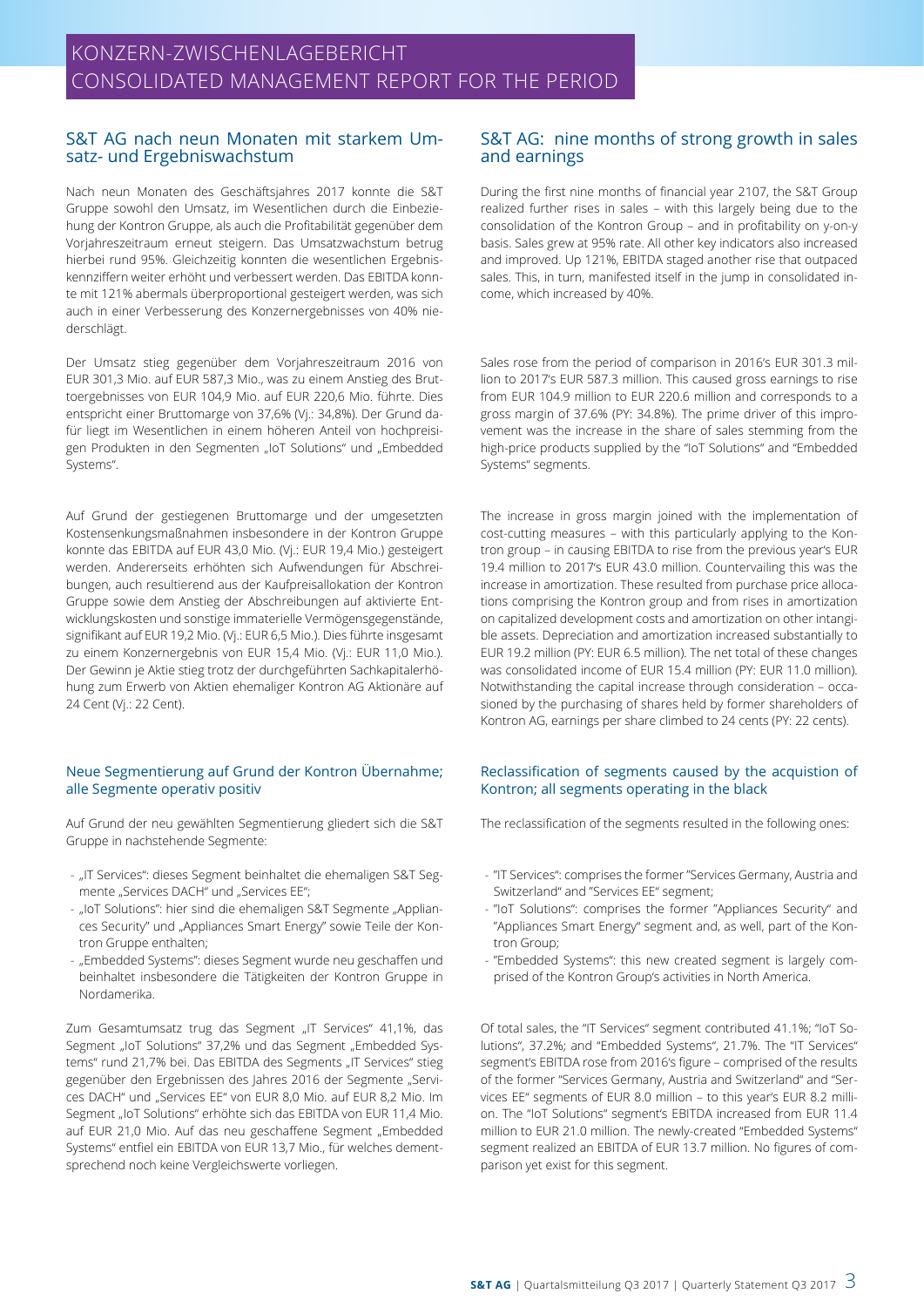# KONZERN-ZWISCHENLAGEBERICHT
# CONSOLIDATED MANAGEMENT REPORT FOR THE PERIOD

## S&T AG nach neun Monaten mit starkem Umsatz- und Ergebniswachstum

Nach neun Monaten des Geschäftsjahres 2017 konnte die S&T Gruppe sowohl den Umsatz, im Wesentlichen durch die Einbeziehung der Kontron Gruppe, als auch die Profitabilität gegenüber dem Vorjahreszeitraum erneut steigern. Das Umsatzwachstum betrug hierbei rund 95%. Gleichzeitig konnten die wesentlichen Ergebniskennziffern weiter erhöht und verbessert werden. Das EBITDA konnte mit 121% abermals überproportional gesteigert werden, was sich auch in einer Verbesserung des Konzernergebnisses von 40% niederschlägt.

Der Umsatz stieg gegenüber dem Vorjahreszeitraum 2016 von EUR 301,3 Mio. auf EUR 587,3 Mio., was zu einem Anstieg des Bruttoergebnisses von EUR 104,9 Mio. auf EUR 220,6 Mio. führte. Dies entspricht einer Bruttomarge von 37,6% (Vj.: 34,8%). Der Grund dafür liegt im Wesentlichen in einem höheren Anteil von hochpreisigen Produkten in den Segmenten „IoT Solutions" und „Embedded Systems".

Auf Grund der gestiegenen Bruttomarge und der umgesetzten Kostensenkungsmaßnahmen insbesondere in der Kontron Gruppe konnte das EBITDA auf EUR 43,0 Mio. (Vj.: EUR 19,4 Mio.) gesteigert werden. Andererseits erhöhten sich Aufwendungen für Abschreibungen, auch resultierend aus der Kaufpreisallokation der Kontron Gruppe sowie dem Anstieg der Abschreibungen auf aktivierte Entwicklungskosten und sonstige immaterielle Vermögensgegenstände, signifikant auf EUR 19,2 Mio. (Vj.: EUR 6,5 Mio.). Dies führte insgesamt zu einem Konzernergebnis von EUR 15,4 Mio. (Vj.: EUR 11,0 Mio.). Der Gewinn je Aktie stieg trotz der durchgeführten Sachkapitalerhöhung zum Erwerb von Aktien ehemaliger Kontron AG Aktionäre auf 24 Cent (Vj.: 22 Cent).

### Neue Segmentierung auf Grund der Kontron Übernahme; alle Segmente operativ positiv

Auf Grund der neu gewählten Segmentierung gliedert sich die S&T Gruppe in nachstehende Segmente:

- „IT Services": dieses Segment beinhaltet die ehemaligen S&T Segmente „Services DACH" und „Services EE";
- „IoT Solutions": hier sind die ehemaligen S&T Segmente „Appliances Security" und „Appliances Smart Energy" sowie Teile der Kontron Gruppe enthalten;
- „Embedded Systems": dieses Segment wurde neu geschaffen und beinhaltet insbesondere die Tätigkeiten der Kontron Gruppe in Nordamerika.

Zum Gesamtumsatz trug das Segment „IT Services" 41,1%, das Segment „IoT Solutions" 37,2% und das Segment „Embedded Systems" rund 21,7% bei. Das EBITDA des Segments „IT Services" stieg gegenüber den Ergebnissen des Jahres 2016 der Segmente „Services DACH" und „Services EE" von EUR 8,0 Mio. auf EUR 8,2 Mio. Im Segment „IoT Solutions" erhöhte sich das EBITDA von EUR 11,4 Mio. auf EUR 21,0 Mio. Auf das neu geschaffene Segment „Embedded Systems" entfiel ein EBITDA von EUR 13,7 Mio., für welches dementsprechend noch keine Vergleichswerte vorliegen.

## S&T AG: nine months of strong growth in sales and earnings

During the first nine months of financial year 2107, the S&T Group realized further rises in sales – with this largely being due to the consolidation of the Kontron Group – and in profitability on y-on-y basis. Sales grew at 95% rate. All other key indicators also increased and improved. Up 121%, EBITDA staged another rise that outpaced sales. This, in turn, manifested itself in the jump in consolidated income, which increased by 40%.

Sales rose from the period of comparison in 2016's EUR 301.3 million to 2017's EUR 587.3 million. This caused gross earnings to rise from EUR 104.9 million to EUR 220.6 million and corresponds to a gross margin of 37.6% (PY: 34.8%). The prime driver of this improvement was the increase in the share of sales stemming from the high-price products supplied by the "IoT Solutions" and "Embedded Systems" segments.

The increase in gross margin joined with the implementation of cost-cutting measures – with this particularly applying to the Kontron group – in causing EBITDA to rise from the previous year's EUR 19.4 million to 2017's EUR 43.0 million. Countervailing this was the increase in amortization. These resulted from purchase price allocations comprising the Kontron group and from rises in amortization on capitalized development costs and amortization on other intangible assets. Depreciation and amortization increased substantially to EUR 19.2 million (PY: EUR 6.5 million). The net total of these changes was consolidated income of EUR 15.4 million (PY: EUR 11.0 million). Notwithstanding the capital increase through consideration – occasioned by the purchasing of shares held by former shareholders of Kontron AG, earnings per share climbed to 24 cents (PY: 22 cents).

### Reclassification of segments caused by the acquistion of Kontron; all segments operating in the black

The reclassification of the segments resulted in the following ones:

- "IT Services": comprises the former "Services Germany, Austria and Switzerland" and "Services EE" segment;
- "IoT Solutions": comprises the former "Appliances Security" and "Appliances Smart Energy" segment and, as well, part of the Kontron Group;
- "Embedded Systems": this new created segment is largely comprised of the Kontron Group's activities in North America.

Of total sales, the "IT Services" segment contributed 41.1%; "IoT Solutions", 37.2%; and "Embedded Systems", 21.7%. The "IT Services" segment's EBITDA rose from 2016's figure – comprised of the results of the former "Services Germany, Austria and Switzerland" and "Services EE" segments of EUR 8.0 million – to this year's EUR 8.2 million. The "IoT Solutions" segment's EBITDA increased from EUR 11.4 million to EUR 21.0 million. The newly-created "Embedded Systems" segment realized an EBITDA of EUR 13.7 million. No figures of comparison yet exist for this segment.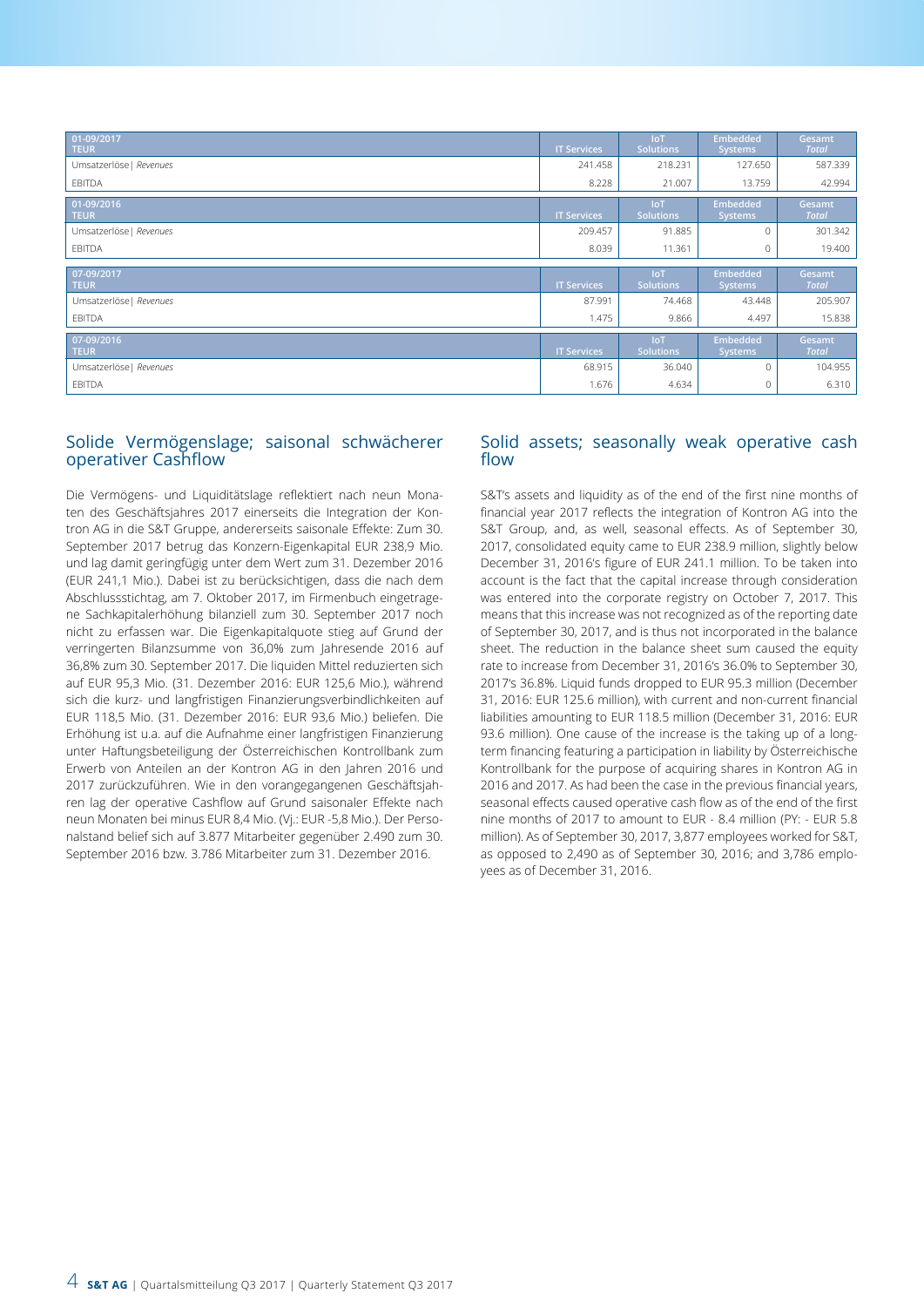| 01-09/2017 TEUR | IT Services | IoT Solutions | Embedded Systems | Gesamt *Total* |
|---|---|---|---|---|
| Umsatzerlöse \| *Revenues* | 241.458 | 218.231 | 127.650 | 587.339 |
| EBITDA | 8.228 | 21.007 | 13.759 | 42.994 |

| 01-09/2016 TEUR | IT Services | IoT Solutions | Embedded Systems | Gesamt *Total* |
|---|---|---|---|---|
| Umsatzerlöse \| *Revenues* | 209.457 | 91.885 | 0 | 301.342 |
| EBITDA | 8.039 | 11.361 | 0 | 19.400 |

| 07-09/2017 TEUR | IT Services | IoT Solutions | Embedded Systems | Gesamt *Total* |
|---|---|---|---|---|
| Umsatzerlöse \| *Revenues* | 87.991 | 74.468 | 43.448 | 205.907 |
| EBITDA | 1.475 | 9.866 | 4.497 | 15.838 |

| 07-09/2016 TEUR | IT Services | IoT Solutions | Embedded Systems | Gesamt *Total* |
|---|---|---|---|---|
| Umsatzerlöse \| *Revenues* | 68.915 | 36.040 | 0 | 104.955 |
| EBITDA | 1.676 | 4.634 | 0 | 6.310 |

## Solide Vermögenslage; saisonal schwächerer operativer Cashflow

Die Vermögens- und Liquiditätslage reflektiert nach neun Monaten des Geschäftsjahres 2017 einerseits die Integration der Kontron AG in die S&T Gruppe, andererseits saisonale Effekte: Zum 30. September 2017 betrug das Konzern-Eigenkapital EUR 238,9 Mio. und lag damit geringfügig unter dem Wert zum 31. Dezember 2016 (EUR 241,1 Mio.). Dabei ist zu berücksichtigen, dass die nach dem Abschlussstichtag, am 7. Oktober 2017, im Firmenbuch eingetragene Sachkapitalerhöhung bilanziell zum 30. September 2017 noch nicht zu erfassen war. Die Eigenkapitalquote stieg auf Grund der verringerten Bilanzsumme von 36,0% zum Jahresende 2016 auf 36,8% zum 30. September 2017. Die liquiden Mittel reduzierten sich auf EUR 95,3 Mio. (31. Dezember 2016: EUR 125,6 Mio.), während sich die kurz- und langfristigen Finanzierungsverbindlichkeiten auf EUR 118,5 Mio. (31. Dezember 2016: EUR 93,6 Mio.) beliefen. Die Erhöhung ist u.a. auf die Aufnahme einer langfristigen Finanzierung unter Haftungsbeteiligung der Österreichischen Kontrollbank zum Erwerb von Anteilen an der Kontron AG in den Jahren 2016 und 2017 zurückzuführen. Wie in den vorangegangenen Geschäftsjahren lag der operative Cashflow auf Grund saisonaler Effekte nach neun Monaten bei minus EUR 8,4 Mio. (Vj.: EUR -5,8 Mio.). Der Personalstand belief sich auf 3.877 Mitarbeiter gegenüber 2.490 zum 30. September 2016 bzw. 3.786 Mitarbeiter zum 31. Dezember 2016.

## Solid assets; seasonally weak operative cash flow

S&T's assets and liquidity as of the end of the first nine months of financial year 2017 reflects the integration of Kontron AG into the S&T Group, and, as well, seasonal effects. As of September 30, 2017, consolidated equity came to EUR 238.9 million, slightly below December 31, 2016's figure of EUR 241.1 million. To be taken into account is the fact that the capital increase through consideration was entered into the corporate registry on October 7, 2017. This means that this increase was not recognized as of the reporting date of September 30, 2017, and is thus not incorporated in the balance sheet. The reduction in the balance sheet sum caused the equity rate to increase from December 31, 2016's 36.0% to September 30, 2017's 36.8%. Liquid funds dropped to EUR 95.3 million (December 31, 2016: EUR 125.6 million), with current and non-current financial liabilities amounting to EUR 118.5 million (December 31, 2016: EUR 93.6 million). One cause of the increase is the taking up of a long-term financing featuring a participation in liability by Österreichische Kontrollbank for the purpose of acquiring shares in Kontron AG in 2016 and 2017. As had been the case in the previous financial years, seasonal effects caused operative cash flow as of the end of the first nine months of 2017 to amount to EUR - 8.4 million (PY: - EUR 5.8 million). As of September 30, 2017, 3,877 employees worked for S&T, as opposed to 2,490 as of September 30, 2016; and 3,786 employees as of December 31, 2016.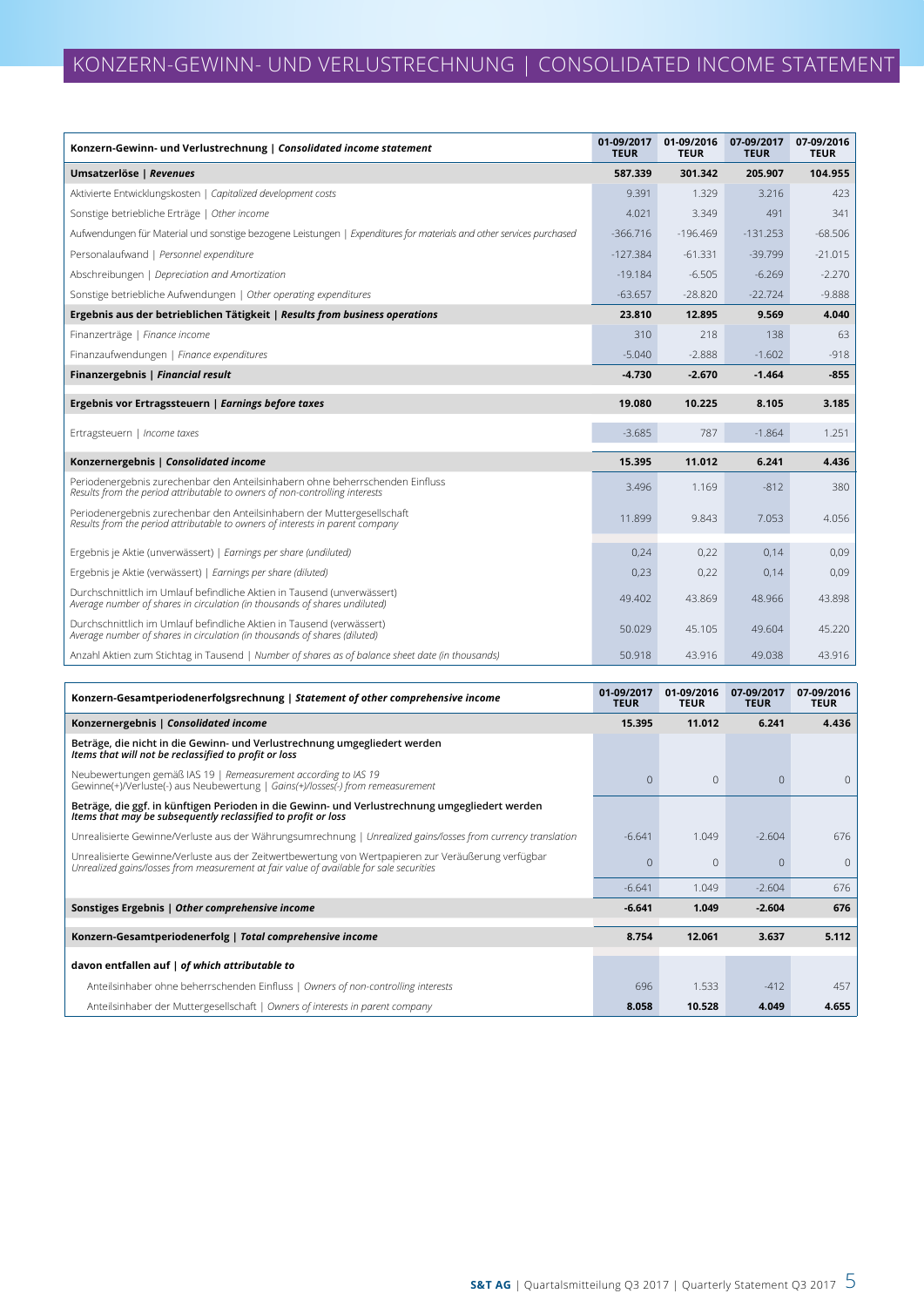# KONZERN-GEWINN- UND VERLUSTRECHNUNG | CONSOLIDATED INCOME STATEMENT

| **Konzern-Gewinn- und Verlustrechnung \| *Consolidated income statement*** | **01-09/2017 TEUR** | **01-09/2016 TEUR** | **07-09/2017 TEUR** | **07-09/2016 TEUR** |
|---|---|---|---|---|
| **Umsatzerlöse \| *Revenues*** | **587.339** | **301.342** | **205.907** | **104.955** |
| Aktivierte Entwicklungskosten \| *Capitalized development costs* | 9.391 | 1.329 | 3.216 | 423 |
| Sonstige betriebliche Erträge \| *Other income* | 4.021 | 3.349 | 491 | 341 |
| Aufwendungen für Material und sonstige bezogene Leistungen \| *Expenditures for materials and other services purchased* | -366.716 | -196.469 | -131.253 | -68.506 |
| Personalaufwand \| *Personnel expenditure* | -127.384 | -61.331 | -39.799 | -21.015 |
| Abschreibungen \| *Depreciation and Amortization* | -19.184 | -6.505 | -6.269 | -2.270 |
| Sonstige betriebliche Aufwendungen \| *Other operating expenditures* | -63.657 | -28.820 | -22.724 | -9.888 |
| **Ergebnis aus der betrieblichen Tätigkeit \| *Results from business operations*** | **23.810** | **12.895** | **9.569** | **4.040** |
| Finanzerträge \| *Finance income* | 310 | 218 | 138 | 63 |
| Finanzaufwendungen \| *Finance expenditures* | -5.040 | -2.888 | -1.602 | -918 |
| **Finanzergebnis \| *Financial result*** | **-4.730** | **-2.670** | **-1.464** | **-855** |
| **Ergebnis vor Ertragssteuern \| *Earnings before taxes*** | **19.080** | **10.225** | **8.105** | **3.185** |
| Ertragsteuern \| *Income taxes* | -3.685 | 787 | -1.864 | 1.251 |
| **Konzernergebnis \| *Consolidated income*** | **15.395** | **11.012** | **6.241** | **4.436** |
| Periodenergebnis zurechenbar den Anteilsinhabern ohne beherrschenden Einfluss *Results from the period attributable to owners of non-controlling interests* | 3.496 | 1.169 | -812 | 380 |
| Periodenergebnis zurechenbar den Anteilsinhabern der Muttergesellschaft *Results from the period attributable to owners of interests in parent company* | 11.899 | 9.843 | 7.053 | 4.056 |
| Ergebnis je Aktie (unverwässert) \| *Earnings per share (undiluted)* | 0,24 | 0,22 | 0,14 | 0,09 |
| Ergebnis je Aktie (verwässert) \| *Earnings per share (diluted)* | 0,23 | 0,22 | 0,14 | 0,09 |
| Durchschnittlich im Umlauf befindliche Aktien in Tausend (unverwässert) *Average number of shares in circulation (in thousands of shares undiluted)* | 49.402 | 43.869 | 48.966 | 43.898 |
| Durchschnittlich im Umlauf befindliche Aktien in Tausend (verwässert) *Average number of shares in circulation (in thousands of shares (diluted)* | 50.029 | 45.105 | 49.604 | 45.220 |
| Anzahl Aktien zum Stichtag in Tausend \| *Number of shares as of balance sheet date (in thousands)* | 50.918 | 43.916 | 49.038 | 43.916 |

| **Konzern-Gesamtperiodenerfolgsrechnung \| *Statement of other comprehensive income*** | **01-09/2017 TEUR** | **01-09/2016 TEUR** | **07-09/2017 TEUR** | **07-09/2016 TEUR** |
|---|---|---|---|---|
| **Konzernergebnis \| *Consolidated income*** | **15.395** | **11.012** | **6.241** | **4.436** |
| **Beträge, die nicht in die Gewinn- und Verlustrechnung umgegliedert werden *Items that will not be reclassified to profit or loss*** | | | | |
| Neubewertungen gemäß IAS 19 \| *Remeasurement according to IAS 19* Gewinne(+)/Verluste(-) aus Neubewertung \| *Gains(+)/losses(-) from remeasurement* | 0 | 0 | 0 | 0 |
| **Beträge, die ggf. in künftigen Perioden in die Gewinn- und Verlustrechnung umgegliedert werden *Items that may be subsequently reclassified to profit or loss*** | | | | |
| Unrealisierte Gewinne/Verluste aus der Währungsumrechnung \| *Unrealized gains/losses from currency translation* | -6.641 | 1.049 | -2.604 | 676 |
| Unrealisierte Gewinne/Verluste aus der Zeitwertbewertung von Wertpapieren zur Veräußerung verfügbar *Unrealized gains/losses from measurement at fair value of available for sale securities* | 0 | 0 | 0 | 0 |
| | -6.641 | 1.049 | -2.604 | 676 |
| **Sonstiges Ergebnis \| *Other comprehensive income*** | **-6.641** | **1.049** | **-2.604** | **676** |
| **Konzern-Gesamtperiodenerfolg \| *Total comprehensive income*** | **8.754** | **12.061** | **3.637** | **5.112** |
| **davon entfallen auf \| *of which attributable to*** | | | | |
| Anteilsinhaber ohne beherrschenden Einfluss \| *Owners of non-controlling interests* | 696 | 1.533 | -412 | 457 |
| Anteilsinhaber der Muttergesellschaft \| *Owners of interests in parent company* | **8.058** | **10.528** | **4.049** | **4.655** |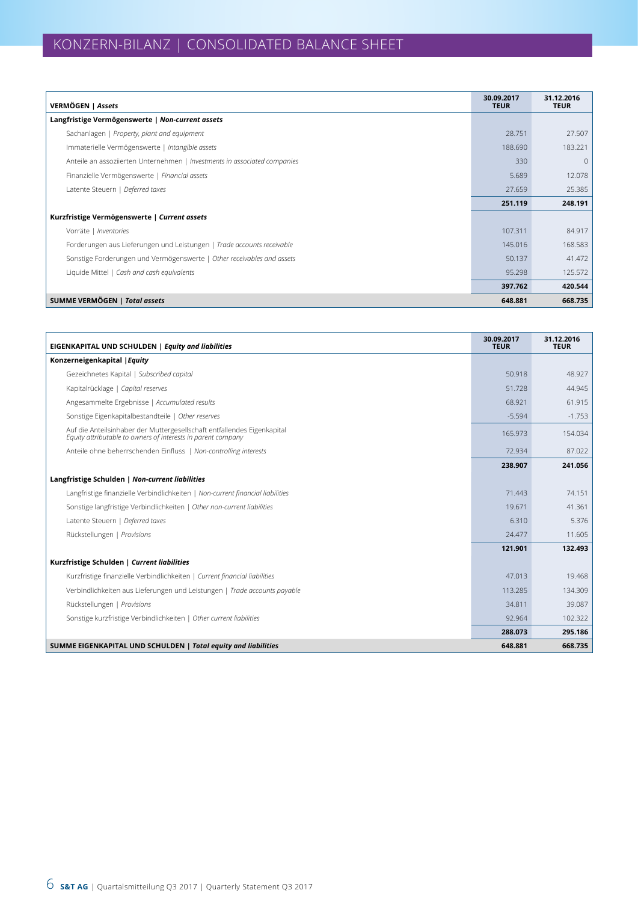# KONZERN-BILANZ | CONSOLIDATED BALANCE SHEET

| **VERMÖGEN \| *Assets*** | **30.09.2017 TEUR** | **31.12.2016 TEUR** |
|---|---|---|
| **Langfristige Vermögenswerte \| *Non-current assets*** | | |
| Sachanlagen \| *Property, plant and equipment* | 28.751 | 27.507 |
| Immaterielle Vermögenswerte \| *Intangible assets* | 188.690 | 183.221 |
| Anteile an assoziierten Unternehmen \| *Investments in associated companies* | 330 | 0 |
| Finanzielle Vermögenswerte \| *Financial assets* | 5.689 | 12.078 |
| Latente Steuern \| *Deferred taxes* | 27.659 | 25.385 |
| | **251.119** | **248.191** |
| **Kurzfristige Vermögenswerte \| *Current assets*** | | |
| Vorräte \| *Inventories* | 107.311 | 84.917 |
| Forderungen aus Lieferungen und Leistungen \| *Trade accounts receivable* | 145.016 | 168.583 |
| Sonstige Forderungen und Vermögenswerte \| *Other receivables and assets* | 50.137 | 41.472 |
| Liquide Mittel \| *Cash and cash equivalents* | 95.298 | 125.572 |
| | **397.762** | **420.544** |
| **SUMME VERMÖGEN \| *Total assets*** | **648.881** | **668.735** |

| **EIGENKAPITAL UND SCHULDEN \| *Equity and liabilities*** | **30.09.2017 TEUR** | **31.12.2016 TEUR** |
|---|---|---|
| **Konzerneigenkapital \| *Equity*** | | |
| Gezeichnetes Kapital \| *Subscribed capital* | 50.918 | 48.927 |
| Kapitalrücklage \| *Capital reserves* | 51.728 | 44.945 |
| Angesammelte Ergebnisse \| *Accumulated results* | 68.921 | 61.915 |
| Sonstige Eigenkapitalbestandteile \| *Other reserves* | -5.594 | -1.753 |
| Auf die Anteilsinhaber der Muttergesellschaft entfallendes Eigenkapital *Equity attributable to owners of interests in parent company* | 165.973 | 154.034 |
| Anteile ohne beherrschenden Einfluss \| *Non-controlling interests* | 72.934 | 87.022 |
| | **238.907** | **241.056** |
| **Langfristige Schulden \| *Non-current liabilities*** | | |
| Langfristige finanzielle Verbindlichkeiten \| *Non-current financial liabilities* | 71.443 | 74.151 |
| Sonstige langfristige Verbindlichkeiten \| *Other non-current liabilities* | 19.671 | 41.361 |
| Latente Steuern \| *Deferred taxes* | 6.310 | 5.376 |
| Rückstellungen \| *Provisions* | 24.477 | 11.605 |
| | **121.901** | **132.493** |
| **Kurzfristige Schulden \| *Current liabilities*** | | |
| Kurzfristige finanzielle Verbindlichkeiten \| *Current financial liabilities* | 47.013 | 19.468 |
| Verbindlichkeiten aus Lieferungen und Leistungen \| *Trade accounts payable* | 113.285 | 134.309 |
| Rückstellungen \| *Provisions* | 34.811 | 39.087 |
| Sonstige kurzfristige Verbindlichkeiten \| *Other current liabilities* | 92.964 | 102.322 |
| | **288.073** | **295.186** |
| **SUMME EIGENKAPITAL UND SCHULDEN \| *Total equity and liabilities*** | **648.881** | **668.735** |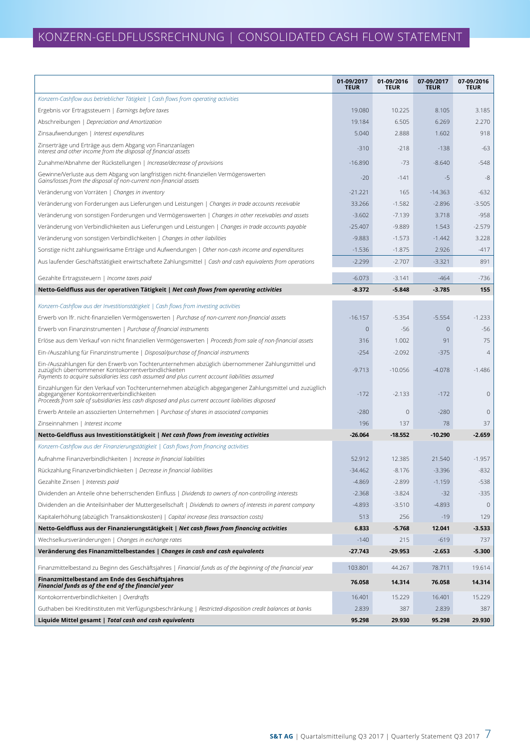# KONZERN-GELDFLUSSRECHNUNG | CONSOLIDATED CASH FLOW STATEMENT

| | 01-09/2017 TEUR | 01-09/2016 TEUR | 07-09/2017 TEUR | 07-09/2016 TEUR |
|---|---|---|---|---|
| *Konzern-Cashflow aus betrieblicher Tätigkeit \| Cash flows from operating activities* | | | | |
| Ergebnis vor Ertragssteuern \| *Earnings before taxes* | 19.080 | 10.225 | 8.105 | 3.185 |
| Abschreibungen \| *Depreciation and Amortization* | 19.184 | 6.505 | 6.269 | 2.270 |
| Zinsaufwendungen \| *Interest expenditures* | 5.040 | 2.888 | 1.602 | 918 |
| Zinserträge und Erträge aus dem Abgang von Finanzanlagen *Interest and other income from the disposal of financial assets* | -310 | -218 | -138 | -63 |
| Zunahme/Abnahme der Rückstellungen \| *Increase/decrease of provisions* | -16.890 | -73 | -8.640 | -548 |
| Gewinne/Verluste aus dem Abgang von langfristigen nicht-finanziellen Vermögenswerten *Gains/losses from the disposal of non-current non-financial assets* | -20 | -141 | -5 | -8 |
| Veränderung von Vorräten \| *Changes in inventory* | -21.221 | 165 | -14.363 | -632 |
| Veränderung von Forderungen aus Lieferungen und Leistungen \| *Changes in trade accounts receivable* | 33.266 | -1.582 | -2.896 | -3.505 |
| Veränderung von sonstigen Forderungen und Vermögenswerten \| *Changes in other receivables and assets* | -3.602 | -7.139 | 3.718 | -958 |
| Veränderung von Verbindlichkeiten aus Lieferungen und Leistungen \| *Changes in trade accounts payable* | -25.407 | -9.889 | 1.543 | -2.579 |
| Veränderung von sonstigen Verbindlichkeiten \| *Changes in other liabilities* | -9.883 | -1.573 | -1.442 | 3.228 |
| Sonstige nicht zahlungswirksame Erträge und Aufwendungen \| *Other non-cash income and expenditures* | -1.536 | -1.875 | 2.926 | -417 |
| Aus laufender Geschäftstätigkeit erwirtschaftete Zahlungsmittel \| *Cash and cash equivalents from operations* | -2.299 | -2.707 | -3.321 | 891 |
| Gezahlte Ertragssteuern \| *Income taxes paid* | -6.073 | -3.141 | -464 | -736 |
| **Netto-Geldfluss aus der operativen Tätigkeit \| *Net cash flows from operating activities*** | **-8.372** | **-5.848** | **-3.785** | **155** |
| *Konzern-Cashflow aus der Investitionstätigkeit \| Cash flows from investing activities* | | | | |
| Erwerb von lfr. nicht-finanziellen Vermögenswerten \| *Purchase of non-current non-financial assets* | -16.157 | -5.354 | -5.554 | -1.233 |
| Erwerb von Finanzinstrumenten \| *Purchase of financial instruments* | 0 | -56 | 0 | -56 |
| Erlöse aus dem Verkauf von nicht finanziellen Vermögenswerten \| *Proceeds from sale of non-financial assets* | 316 | 1.002 | 91 | 75 |
| Ein-/Auszahlung für Finanzinstrumente \| *Disposal/purchase of financial instruments* | -254 | -2.092 | -375 | 4 |
| Ein-/Auszahlungen für den Erwerb von Tochterunternehmen abzüglich übernommener Zahlungsmittel und zuzüglich übernommener Kontokorrentverbindlichkeiten *Payments to acquire subsidiaries less cash assumed and plus current account liabilities assumed* | -9.713 | -10.056 | -4.078 | -1.486 |
| Einzahlungen für den Verkauf von Tochterunternehmen abzüglich abgegangener Zahlungsmittel und zuzüglich abgegangener Kontokorrentverbindlichkeiten *Proceeds from sale of subsidiaries less cash disposed and plus current account liabilities disposed* | -172 | -2.133 | -172 | 0 |
| Erwerb Anteile an assoziierten Unternehmen \| *Purchase of shares in associated companies* | -280 | 0 | -280 | 0 |
| Zinseinnahmen \| *Interest income* | 196 | 137 | 78 | 37 |
| **Netto-Geldfluss aus Investitionstätigkeit \| *Net cash flows from investing activities*** | **-26.064** | **-18.552** | **-10.290** | **-2.659** |
| *Konzern-Cashflow aus der Finanzierungstätigkeit \| Cash flows from financing activities* | | | | |
| Aufnahme Finanzverbindlichkeiten \| *Increase in financial liabilities* | 52.912 | 12.385 | 21.540 | -1.957 |
| Rückzahlung Finanzverbindlichkeiten \| *Decrease in financial liabilities* | -34.462 | -8.176 | -3.396 | -832 |
| Gezahlte Zinsen \| *Interests paid* | -4.869 | -2.899 | -1.159 | -538 |
| Dividenden an Anteile ohne beherrschenden Einfluss \| *Dividends to owners of non-controlling interests* | -2.368 | -3.824 | -32 | -335 |
| Dividenden an die Anteilsinhaber der Muttergesellschaft \| *Dividends to owners of interests in parent company* | -4.893 | -3.510 | -4.893 | 0 |
| Kapitalerhöhung (abzüglich Transaktionskosten) \| *Capital increase (less transaction costs)* | 513 | 256 | -19 | 129 |
| **Netto-Geldfluss aus der Finanzierungstätigkeit \| *Net cash flows from financing activities*** | **6.833** | **-5.768** | **12.041** | **-3.533** |
| Wechselkursveränderungen \| *Changes in exchange rates* | -140 | 215 | -619 | 737 |
| **Veränderung des Finanzmittelbestandes \| *Changes in cash and cash equivalents*** | **-27.743** | **-29.953** | **-2.653** | **-5.300** |
| Finanzmittelbestand zu Beginn des Geschäftsjahres \| *Financial funds as of the beginning of the financial year* | 103.801 | 44.267 | 78.711 | 19.614 |
| **Finanzmittelbestand am Ende des Geschäftsjahres *Financial funds as of the end of the financial year*** | **76.058** | **14.314** | **76.058** | **14.314** |
| Kontokorrentverbindlichkeiten \| *Overdrafts* | 16.401 | 15.229 | 16.401 | 15.229 |
| Guthaben bei Kreditinstituten mit Verfügungsbeschränkung \| *Restricted-disposition credit balances at banks* | 2.839 | 387 | 2.839 | 387 |
| **Liquide Mittel gesamt \| *Total cash and cash equivalents*** | **95.298** | **29.930** | **95.298** | **29.930** |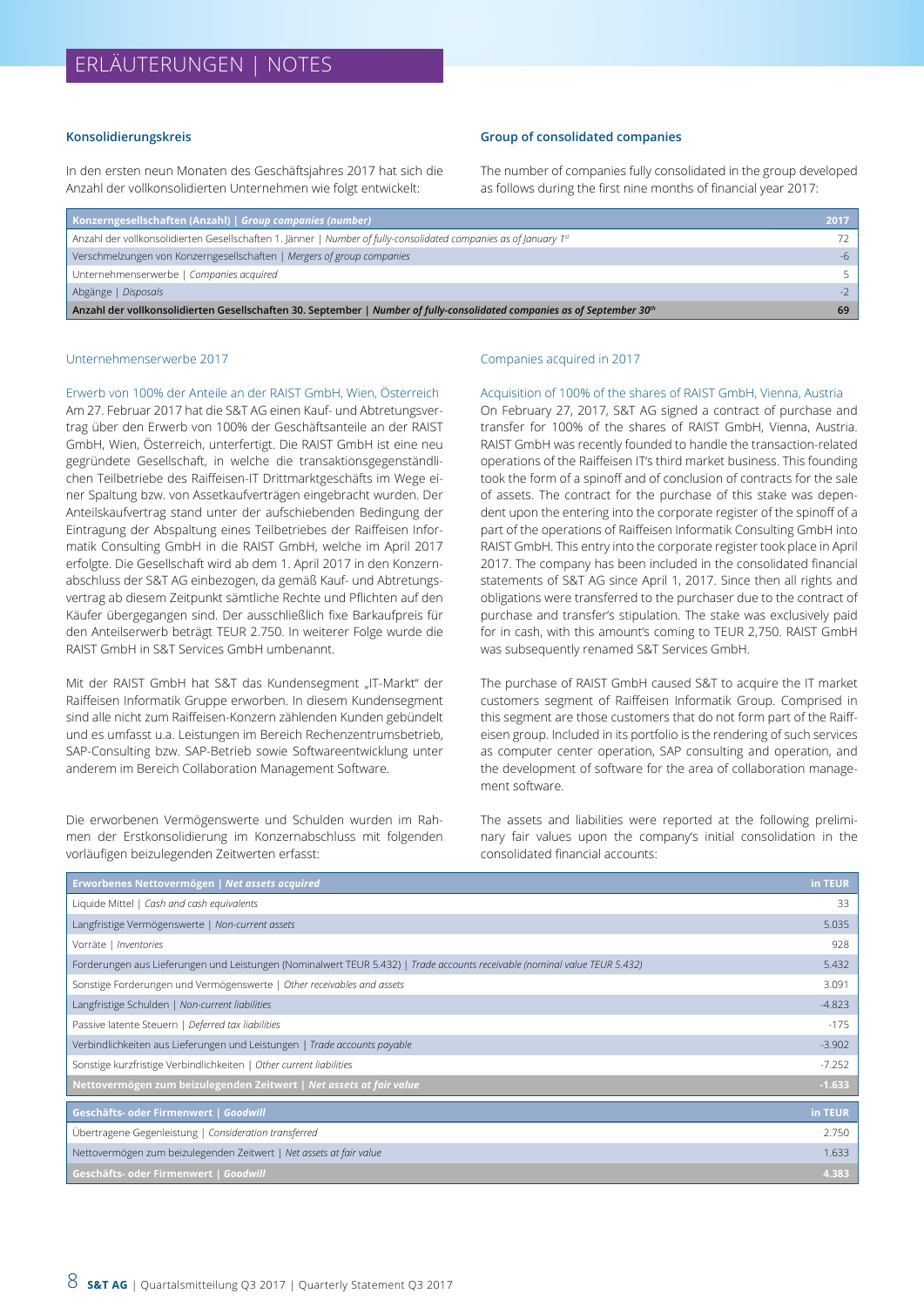# ERLÄUTERUNGEN | NOTES

### Konsolidierungskreis

In den ersten neun Monaten des Geschäftsjahres 2017 hat sich die Anzahl der vollkonsolidierten Unternehmen wie folgt entwickelt:

### Group of consolidated companies

The number of companies fully consolidated in the group developed as follows during the first nine months of financial year 2017:

| Konzerngesellschaften (Anzahl) \| *Group companies (number)* | 2017 |
|---|---|
| Anzahl der vollkonsolidierten Gesellschaften 1. Jänner \| *Number of fully-consolidated companies as of January 1st* | 72 |
| Verschmelzungen von Konzerngesellschaften \| *Mergers of group companies* | -6 |
| Unternehmenserwerbe \| *Companies acquired* | 5 |
| Abgänge \| *Disposals* | -2 |
| **Anzahl der vollkonsolidierten Gesellschaften 30. September \| *Number of fully-consolidated companies as of September 30th*** | **69** |

#### Unternehmenserwerbe 2017

Erwerb von 100% der Anteile an der RAIST GmbH, Wien, Österreich

Am 27. Februar 2017 hat die S&T AG einen Kauf- und Abtretungsvertrag über den Erwerb von 100% der Geschäftsanteile an der RAIST GmbH, Wien, Österreich, unterfertigt. Die RAIST GmbH ist eine neu gegründete Gesellschaft, in welche die transaktionsgegenständlichen Teilbetriebe des Raiffeisen-IT Drittmarktgeschäfts im Wege einer Spaltung bzw. von Assetkaufverträgen eingebracht wurden. Der Anteilskaufvertrag stand unter der aufschiebenden Bedingung der Eintragung der Abspaltung eines Teilbetriebes der Raiffeisen Informatik Consulting GmbH in die RAIST GmbH, welche im April 2017 erfolgte. Die Gesellschaft wird ab dem 1. April 2017 in den Konzernabschluss der S&T AG einbezogen, da gemäß Kauf- und Abtretungsvertrag ab diesem Zeitpunkt sämtliche Rechte und Pflichten auf den Käufer übergegangen sind. Der ausschließlich fixe Barkaufpreis für den Anteilserwerb beträgt TEUR 2.750. In weiterer Folge wurde die RAIST GmbH in S&T Services GmbH umbenannt.

Mit der RAIST GmbH hat S&T das Kundensegment „IT-Markt" der Raiffeisen Informatik Gruppe erworben. In diesem Kundensegment sind alle nicht zum Raiffeisen-Konzern zählenden Kunden gebündelt und es umfasst u.a. Leistungen im Bereich Rechenzentrumsbetrieb, SAP-Consulting bzw. SAP-Betrieb sowie Softwareentwicklung unter anderem im Bereich Collaboration Management Software.

Die erworbenen Vermögenswerte und Schulden wurden im Rahmen der Erstkonsolidierung im Konzernabschluss mit folgenden vorläufigen beizulegenden Zeitwerten erfasst:

#### Companies acquired in 2017

Acquisition of 100% of the shares of RAIST GmbH, Vienna, Austria

On February 27, 2017, S&T AG signed a contract of purchase and transfer for 100% of the shares of RAIST GmbH, Vienna, Austria. RAIST GmbH was recently founded to handle the transaction-related operations of the Raiffeisen IT's third market business. This founding took the form of a spinoff and of conclusion of contracts for the sale of assets. The contract for the purchase of this stake was dependent upon the entering into the corporate register of the spinoff of a part of the operations of Raiffeisen Informatik Consulting GmbH into RAIST GmbH. This entry into the corporate register took place in April 2017. The company has been included in the consolidated financial statements of S&T AG since April 1, 2017. Since then all rights and obligations were transferred to the purchaser due to the contract of purchase and transfer's stipulation. The stake was exclusively paid for in cash, with this amount's coming to TEUR 2,750. RAIST GmbH was subsequently renamed S&T Services GmbH.

The purchase of RAIST GmbH caused S&T to acquire the IT market customers segment of Raiffeisen Informatik Group. Comprised in this segment are those customers that do not form part of the Raiffeisen group. Included in its portfolio is the rendering of such services as computer center operation, SAP consulting and operation, and the development of software for the area of collaboration management software.

The assets and liabilities were reported at the following preliminary fair values upon the company's initial consolidation in the consolidated financial accounts:

| Erworbenes Nettovermögen \| *Net assets acquired* | in TEUR |
|---|---|
| Liquide Mittel \| *Cash and cash equivalents* | 33 |
| Langfristige Vermögenswerte \| *Non-current assets* | 5.035 |
| Vorräte \| *Inventories* | 928 |
| Forderungen aus Lieferungen und Leistungen (Nominalwert TEUR 5.432) \| *Trade accounts receivable (nominal value TEUR 5.432)* | 5.432 |
| Sonstige Forderungen und Vermögenswerte \| *Other receivables and assets* | 3.091 |
| Langfristige Schulden \| *Non-current liabilities* | -4.823 |
| Passive latente Steuern \| *Deferred tax liabilities* | -175 |
| Verbindlichkeiten aus Lieferungen und Leistungen \| *Trade accounts payable* | -3.902 |
| Sonstige kurzfristige Verbindlichkeiten \| *Other current liabilities* | -7.252 |
| **Nettovermögen zum beizulegenden Zeitwert \| *Net assets at fair value*** | **-1.633** |

| Geschäfts- oder Firmenwert \| *Goodwill* | in TEUR |
|---|---|
| Übertragene Gegenleistung \| *Consideration transferred* | 2.750 |
| Nettovermögen zum beizulegenden Zeitwert \| *Net assets at fair value* | 1.633 |
| **Geschäfts- oder Firmenwert \| *Goodwill*** | **4.383** |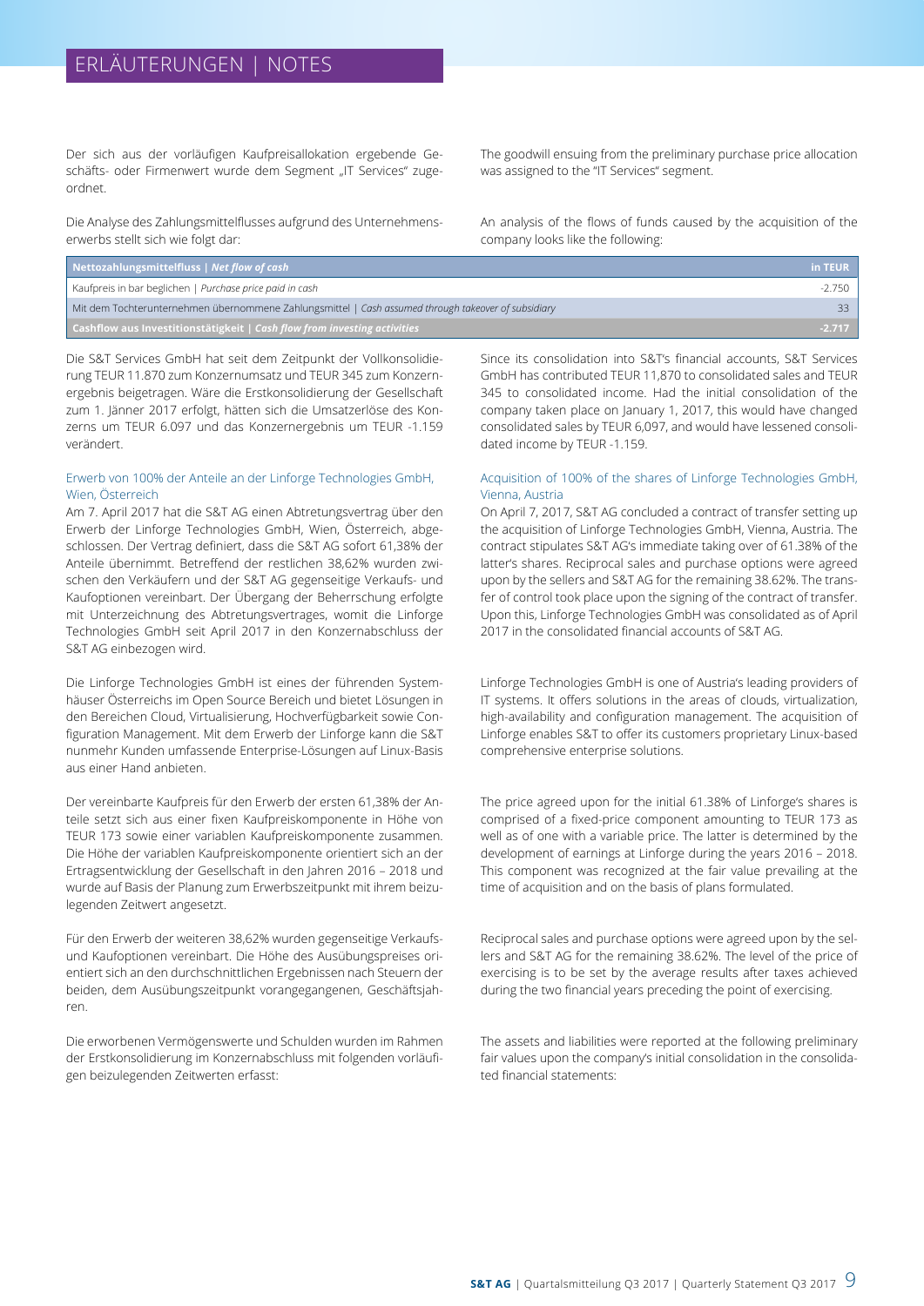## ERLÄUTERUNGEN | NOTES

Der sich aus der vorläufigen Kaufpreisallokation ergebende Geschäfts- oder Firmenwert wurde dem Segment „IT Services" zugeordnet.

The goodwill ensuing from the preliminary purchase price allocation was assigned to the "IT Services" segment.

Die Analyse des Zahlungsmittelflusses aufgrund des Unternehmenserwerbs stellt sich wie folgt dar:

An analysis of the flows of funds caused by the acquisition of the company looks like the following:

| **Nettozahlungsmittelfluss** \| ***Net flow of cash*** | **in TEUR** |
|---|---|
| Kaufpreis in bar beglichen \| *Purchase price paid in cash* | -2.750 |
| Mit dem Tochterunternehmen übernommene Zahlungsmittel \| *Cash assumed through takeover of subsidiary* | 33 |
| **Cashflow aus Investitionstätigkeit** \| ***Cash flow from investing activities*** | **-2.717** |

Die S&T Services GmbH hat seit dem Zeitpunkt der Vollkonsolidierung TEUR 11.870 zum Konzernumsatz und TEUR 345 zum Konzernergebnis beigetragen. Wäre die Erstkonsolidierung der Gesellschaft zum 1. Jänner 2017 erfolgt, hätten sich die Umsatzerlöse des Konzerns um TEUR 6.097 und das Konzernergebnis um TEUR -1.159 verändert.

Since its consolidation into S&T's financial accounts, S&T Services GmbH has contributed TEUR 11,870 to consolidated sales and TEUR 345 to consolidated income. Had the initial consolidation of the company taken place on January 1, 2017, this would have changed consolidated sales by TEUR 6,097, and would have lessened consolidated income by TEUR -1.159.

### Erwerb von 100% der Anteile an der Linforge Technologies GmbH, Wien, Österreich

Am 7. April 2017 hat die S&T AG einen Abtretungsvertrag über den Erwerb der Linforge Technologies GmbH, Wien, Österreich, abgeschlossen. Der Vertrag definiert, dass die S&T AG sofort 61,38% der Anteile übernimmt. Betreffend der restlichen 38,62% wurden zwischen den Verkäufern und der S&T AG gegenseitige Verkaufs- und Kaufoptionen vereinbart. Der Übergang der Beherrschung erfolgte mit Unterzeichnung des Abtretungsvertrages, womit die Linforge Technologies GmbH seit April 2017 in den Konzernabschluss der S&T AG einbezogen wird.

Die Linforge Technologies GmbH ist eines der führenden Systemhäuser Österreichs im Open Source Bereich und bietet Lösungen in den Bereichen Cloud, Virtualisierung, Hochverfügbarkeit sowie Configuration Management. Mit dem Erwerb der Linforge kann die S&T nunmehr Kunden umfassende Enterprise-Lösungen auf Linux-Basis aus einer Hand anbieten.

Der vereinbarte Kaufpreis für den Erwerb der ersten 61,38% der Anteile setzt sich aus einer fixen Kaufpreiskomponente in Höhe von TEUR 173 sowie einer variablen Kaufpreiskomponente zusammen. Die Höhe der variablen Kaufpreiskomponente orientiert sich an der Ertragsentwicklung der Gesellschaft in den Jahren 2016 – 2018 und wurde auf Basis der Planung zum Erwerbszeitpunkt mit ihrem beizulegenden Zeitwert angesetzt.

Für den Erwerb der weiteren 38,62% wurden gegenseitige Verkaufs- und Kaufoptionen vereinbart. Die Höhe des Ausübungspreises orientiert sich an den durchschnittlichen Ergebnissen nach Steuern der beiden, dem Ausübungszeitpunkt vorangegangenen, Geschäftsjahren.

Die erworbenen Vermögenswerte und Schulden wurden im Rahmen der Erstkonsolidierung im Konzernabschluss mit folgenden vorläufigen beizulegenden Zeitwerten erfasst:

### Acquisition of 100% of the shares of Linforge Technologies GmbH, Vienna, Austria

On April 7, 2017, S&T AG concluded a contract of transfer setting up the acquisition of Linforge Technologies GmbH, Vienna, Austria. The contract stipulates S&T AG's immediate taking over of 61.38% of the latter's shares. Reciprocal sales and purchase options were agreed upon by the sellers and S&T AG for the remaining 38.62%. The transfer of control took place upon the signing of the contract of transfer. Upon this, Linforge Technologies GmbH was consolidated as of April 2017 in the consolidated financial accounts of S&T AG.

Linforge Technologies GmbH is one of Austria's leading providers of IT systems. It offers solutions in the areas of clouds, virtualization, high-availability and configuration management. The acquisition of Linforge enables S&T to offer its customers proprietary Linux-based comprehensive enterprise solutions.

The price agreed upon for the initial 61.38% of Linforge's shares is comprised of a fixed-price component amounting to TEUR 173 as well as of one with a variable price. The latter is determined by the development of earnings at Linforge during the years 2016 – 2018. This component was recognized at the fair value prevailing at the time of acquisition and on the basis of plans formulated.

Reciprocal sales and purchase options were agreed upon by the sellers and S&T AG for the remaining 38.62%. The level of the price of exercising is to be set by the average results after taxes achieved during the two financial years preceding the point of exercising.

The assets and liabilities were reported at the following preliminary fair values upon the company's initial consolidation in the consolidated financial statements: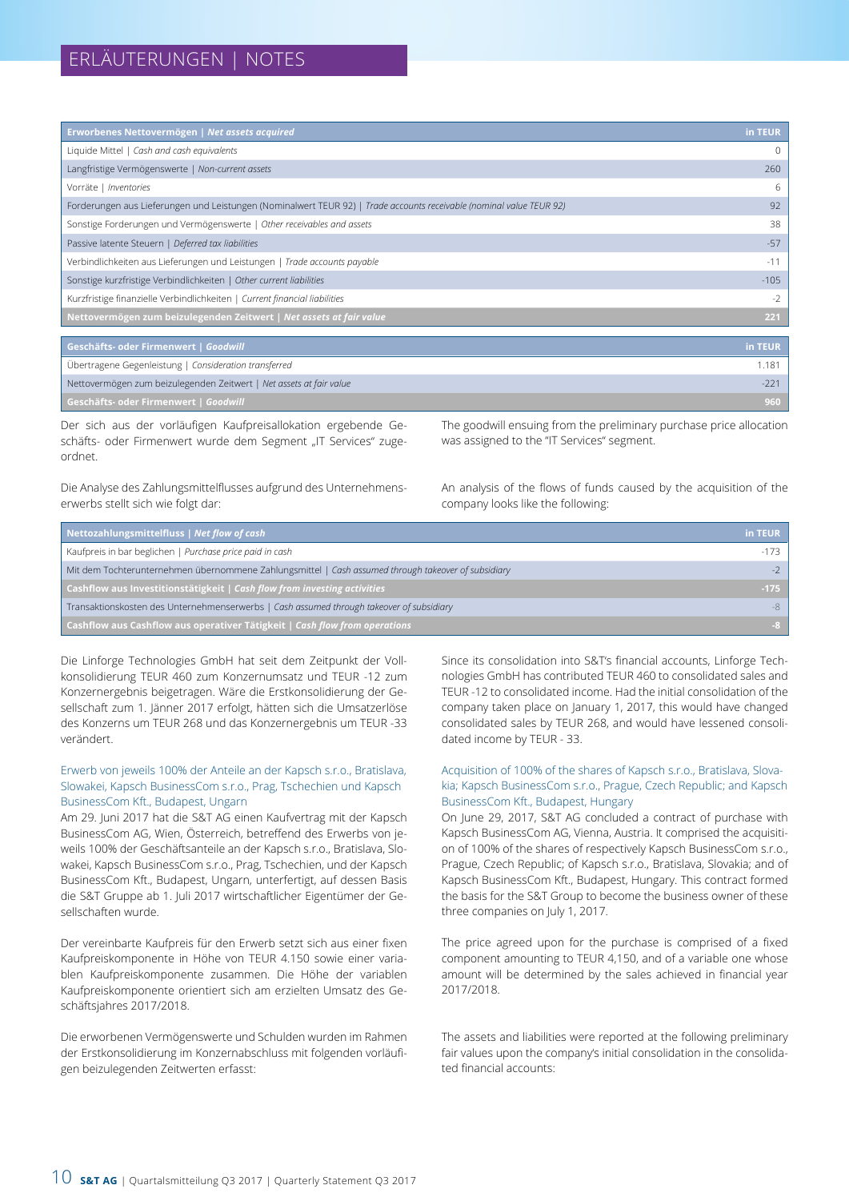# ERLÄUTERUNGEN | NOTES

| Erworbenes Nettovermögen \| *Net assets acquired* | in TEUR |
|---|---|
| Liquide Mittel \| *Cash and cash equivalents* | 0 |
| Langfristige Vermögenswerte \| *Non-current assets* | 260 |
| Vorräte \| *Inventories* | 6 |
| Forderungen aus Lieferungen und Leistungen (Nominalwert TEUR 92) \| *Trade accounts receivable (nominal value TEUR 92)* | 92 |
| Sonstige Forderungen und Vermögenswerte \| *Other receivables and assets* | 38 |
| Passive latente Steuern \| *Deferred tax liabilities* | -57 |
| Verbindlichkeiten aus Lieferungen und Leistungen \| *Trade accounts payable* | -11 |
| Sonstige kurzfristige Verbindlichkeiten \| *Other current liabilities* | -105 |
| Kurzfristige finanzielle Verbindlichkeiten \| *Current financial liabilities* | -2 |
| **Nettovermögen zum beizulegenden Zeitwert \| *Net assets at fair value*** | **221** |

| Geschäfts- oder Firmenwert \| *Goodwill* | in TEUR |
|---|---|
| Übertragene Gegenleistung \| *Consideration transferred* | 1.181 |
| Nettovermögen zum beizulegenden Zeitwert \| *Net assets at fair value* | -221 |
| **Geschäfts- oder Firmenwert \| *Goodwill*** | **960** |

Der sich aus der vorläufigen Kaufpreisallokation ergebende Geschäfts- oder Firmenwert wurde dem Segment „IT Services" zugeordnet.

The goodwill ensuing from the preliminary purchase price allocation was assigned to the "IT Services" segment.

Die Analyse des Zahlungsmittelflusses aufgrund des Unternehmenserwerbs stellt sich wie folgt dar:

An analysis of the flows of funds caused by the acquisition of the company looks like the following:

| Nettozahlungsmittelfluss \| *Net flow of cash* | in TEUR |
|---|---|
| Kaufpreis in bar beglichen \| *Purchase price paid in cash* | -173 |
| Mit dem Tochterunternehmen übernommene Zahlungsmittel \| *Cash assumed through takeover of subsidiary* | -2 |
| **Cashflow aus Investitionstätigkeit \| *Cash flow from investing activities*** | **-175** |
| Transaktionskosten des Unternehmenserwerbs \| *Cash assumed through takeover of subsidiary* | -8 |
| **Cashflow aus Cashflow aus operativer Tätigkeit \| *Cash flow from operations*** | **-8** |

Die Linforge Technologies GmbH hat seit dem Zeitpunkt der Vollkonsolidierung TEUR 460 zum Konzernumsatz und TEUR -12 zum Konzernergebnis beigetragen. Wäre die Erstkonsolidierung der Gesellschaft zum 1. Jänner 2017 erfolgt, hätten sich die Umsatzerlöse des Konzerns um TEUR 268 und das Konzernergebnis um TEUR -33 verändert.

Since its consolidation into S&T's financial accounts, Linforge Technologies GmbH has contributed TEUR 460 to consolidated sales and TEUR -12 to consolidated income. Had the initial consolidation of the company taken place on January 1, 2017, this would have changed consolidated sales by TEUR 268, and would have lessened consolidated income by TEUR - 33.

### Erwerb von jeweils 100% der Anteile an der Kapsch s.r.o., Bratislava, Slowakei, Kapsch BusinessCom s.r.o., Prag, Tschechien und Kapsch BusinessCom Kft., Budapest, Ungarn

Am 29. Juni 2017 hat die S&T AG einen Kaufvertrag mit der Kapsch BusinessCom AG, Wien, Österreich, betreffend des Erwerbs von jeweils 100% der Geschäftsanteile an der Kapsch s.r.o., Bratislava, Slowakei, Kapsch BusinessCom s.r.o., Prag, Tschechien, und der Kapsch BusinessCom Kft., Budapest, Ungarn, unterfertigt, auf dessen Basis die S&T Gruppe ab 1. Juli 2017 wirtschaftlicher Eigentümer der Gesellschaften wurde.

Der vereinbarte Kaufpreis für den Erwerb setzt sich aus einer fixen Kaufpreiskomponente in Höhe von TEUR 4.150 sowie einer variablen Kaufpreiskomponente zusammen. Die Höhe der variablen Kaufpreiskomponente orientiert sich am erzielten Umsatz des Geschäftsjahres 2017/2018.

Die erworbenen Vermögenswerte und Schulden wurden im Rahmen der Erstkonsolidierung im Konzernabschluss mit folgenden vorläufigen beizulegenden Zeitwerten erfasst:

### Acquisition of 100% of the shares of Kapsch s.r.o., Bratislava, Slovakia; Kapsch BusinessCom s.r.o., Prague, Czech Republic; and Kapsch BusinessCom Kft., Budapest, Hungary

On June 29, 2017, S&T AG concluded a contract of purchase with Kapsch BusinessCom AG, Vienna, Austria. It comprised the acquisition of 100% of the shares of respectively Kapsch BusinessCom s.r.o., Prague, Czech Republic; of Kapsch s.r.o., Bratislava, Slovakia; and of Kapsch BusinessCom Kft., Budapest, Hungary. This contract formed the basis for the S&T Group to become the business owner of these three companies on July 1, 2017.

The price agreed upon for the purchase is comprised of a fixed component amounting to TEUR 4,150, and of a variable one whose amount will be determined by the sales achieved in financial year 2017/2018.

The assets and liabilities were reported at the following preliminary fair values upon the company's initial consolidation in the consolidated financial accounts: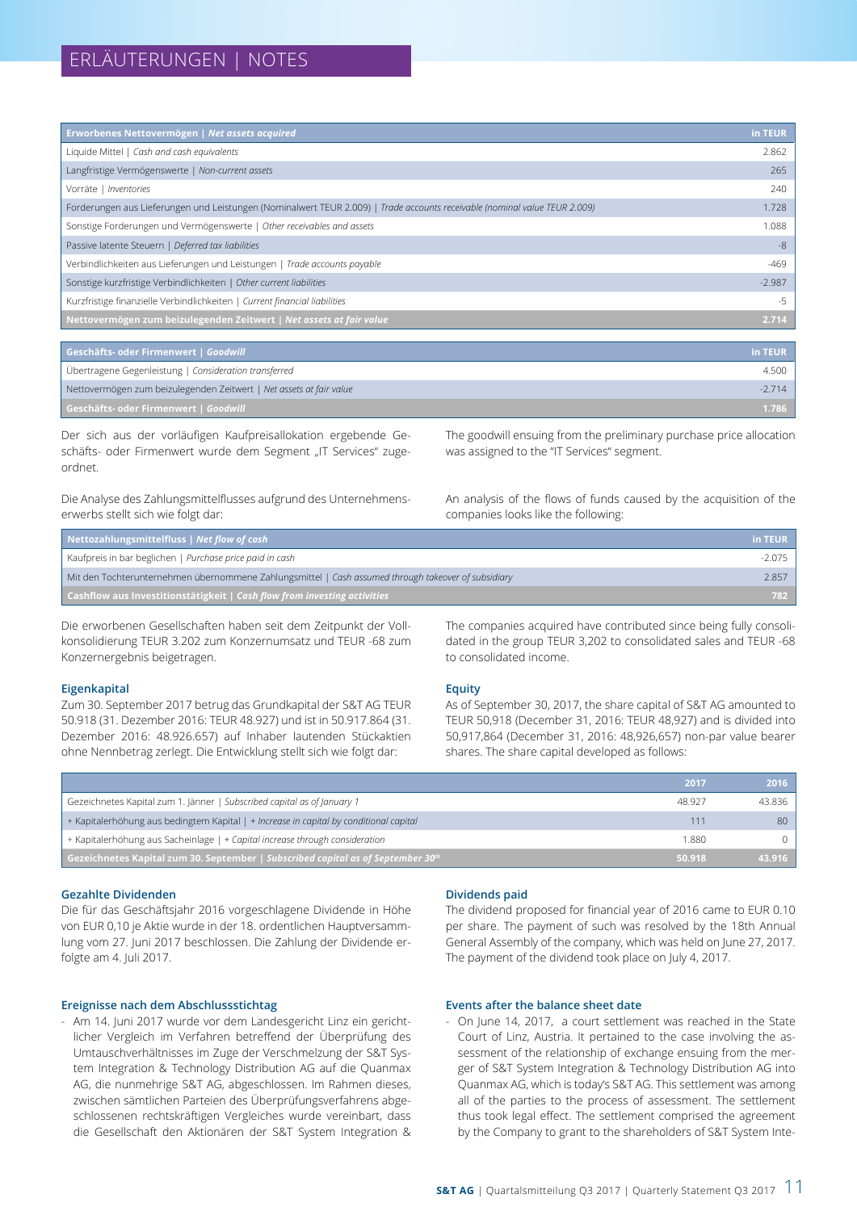## ERLÄUTERUNGEN | NOTES

| Erworbenes Nettovermögen \| *Net assets acquired* | in TEUR |
|---|---|
| Liquide Mittel \| *Cash and cash equivalents* | 2.862 |
| Langfristige Vermögenswerte \| *Non-current assets* | 265 |
| Vorräte \| *Inventories* | 240 |
| Forderungen aus Lieferungen und Leistungen (Nominalwert TEUR 2.009) \| *Trade accounts receivable (nominal value TEUR 2.009)* | 1.728 |
| Sonstige Forderungen und Vermögenswerte \| *Other receivables and assets* | 1.088 |
| Passive latente Steuern \| *Deferred tax liabilities* | -8 |
| Verbindlichkeiten aus Lieferungen und Leistungen \| *Trade accounts payable* | -469 |
| Sonstige kurzfristige Verbindlichkeiten \| *Other current liabilities* | -2.987 |
| Kurzfristige finanzielle Verbindlichkeiten \| *Current financial liabilities* | -5 |
| **Nettovermögen zum beizulegenden Zeitwert \| *Net assets at fair value*** | **2.714** |

| Geschäfts- oder Firmenwert \| *Goodwill* | in TEUR |
|---|---|
| Übertragene Gegenleistung \| *Consideration transferred* | 4.500 |
| Nettovermögen zum beizulegenden Zeitwert \| *Net assets at fair value* | -2.714 |
| **Geschäfts- oder Firmenwert \| *Goodwill*** | **1.786** |

Der sich aus der vorläufigen Kaufpreisallokation ergebende Geschäfts- oder Firmenwert wurde dem Segment „IT Services" zugeordnet.

The goodwill ensuing from the preliminary purchase price allocation was assigned to the "IT Services" segment.

Die Analyse des Zahlungsmittelflusses aufgrund des Unternehmenserwerbs stellt sich wie folgt dar:

An analysis of the flows of funds caused by the acquisition of the companies looks like the following:

| Nettozahlungsmittelfluss \| *Net flow of cash* | in TEUR |
|---|---|
| Kaufpreis in bar beglichen \| *Purchase price paid in cash* | -2.075 |
| Mit den Tochterunternehmen übernommene Zahlungsmittel \| *Cash assumed through takeover of subsidiary* | 2.857 |
| **Cashflow aus Investitionstätigkeit \| *Cash flow from investing activities*** | **782** |

Die erworbenen Gesellschaften haben seit dem Zeitpunkt der Vollkonsolidierung TEUR 3.202 zum Konzernumsatz und TEUR -68 zum Konzernergebnis beigetragen.

The companies acquired have contributed since being fully consolidated in the group TEUR 3,202 to consolidated sales and TEUR -68 to consolidated income.

### Eigenkapital

Zum 30. September 2017 betrug das Grundkapital der S&T AG TEUR 50.918 (31. Dezember 2016: TEUR 48.927) und ist in 50.917.864 (31. Dezember 2016: 48.926.657) auf Inhaber lautenden Stückaktien ohne Nennbetrag zerlegt. Die Entwicklung stellt sich wie folgt dar:

### Equity

As of September 30, 2017, the share capital of S&T AG amounted to TEUR 50,918 (December 31, 2016: TEUR 48,927) and is divided into 50,917,864 (December 31, 2016: 48,926,657) non-par value bearer shares. The share capital developed as follows:

| | 2017 | 2016 |
|---|---|---|
| Gezeichnetes Kapital zum 1. Jänner \| *Subscribed capital as of January 1* | 48.927 | 43.836 |
| + Kapitalerhöhung aus bedingtem Kapital \| *+ Increase in capital by conditional capital* | 111 | 80 |
| + Kapitalerhöhung aus Sacheinlage \| *+ Capital increase through consideration* | 1.880 | 0 |
| **Gezeichnetes Kapital zum 30. September \| *Subscribed capital as of September 30th*** | **50.918** | **43.916** |

### Gezahlte Dividenden

Die für das Geschäftsjahr 2016 vorgeschlagene Dividende in Höhe von EUR 0,10 je Aktie wurde in der 18. ordentlichen Hauptversammlung vom 27. Juni 2017 beschlossen. Die Zahlung der Dividende erfolgte am 4. Juli 2017.

### Dividends paid

The dividend proposed for financial year of 2016 came to EUR 0.10 per share. The payment of such was resolved by the 18th Annual General Assembly of the company, which was held on June 27, 2017. The payment of the dividend took place on July 4, 2017.

### Ereignisse nach dem Abschlussstichtag

- Am 14. Juni 2017 wurde vor dem Landesgericht Linz ein gerichtlicher Vergleich im Verfahren betreffend der Überprüfung des Umtauschverhältnisses im Zuge der Verschmelzung der S&T System Integration & Technology Distribution AG auf die Quanmax AG, die nunmehrige S&T AG, abgeschlossen. Im Rahmen dieses, zwischen sämtlichen Parteien des Überprüfungsverfahrens abgeschlossenen rechtskräftigen Vergleiches wurde vereinbart, dass die Gesellschaft den Aktionären der S&T System Integration &

### Events after the balance sheet date

- On June 14, 2017, a court settlement was reached in the State Court of Linz, Austria. It pertained to the case involving the assessment of the relationship of exchange ensuing from the merger of S&T System Integration & Technology Distribution AG into Quanmax AG, which is today's S&T AG. This settlement was among all of the parties to the process of assessment. The settlement thus took legal effect. The settlement comprised the agreement by the Company to grant to the shareholders of S&T System Inte-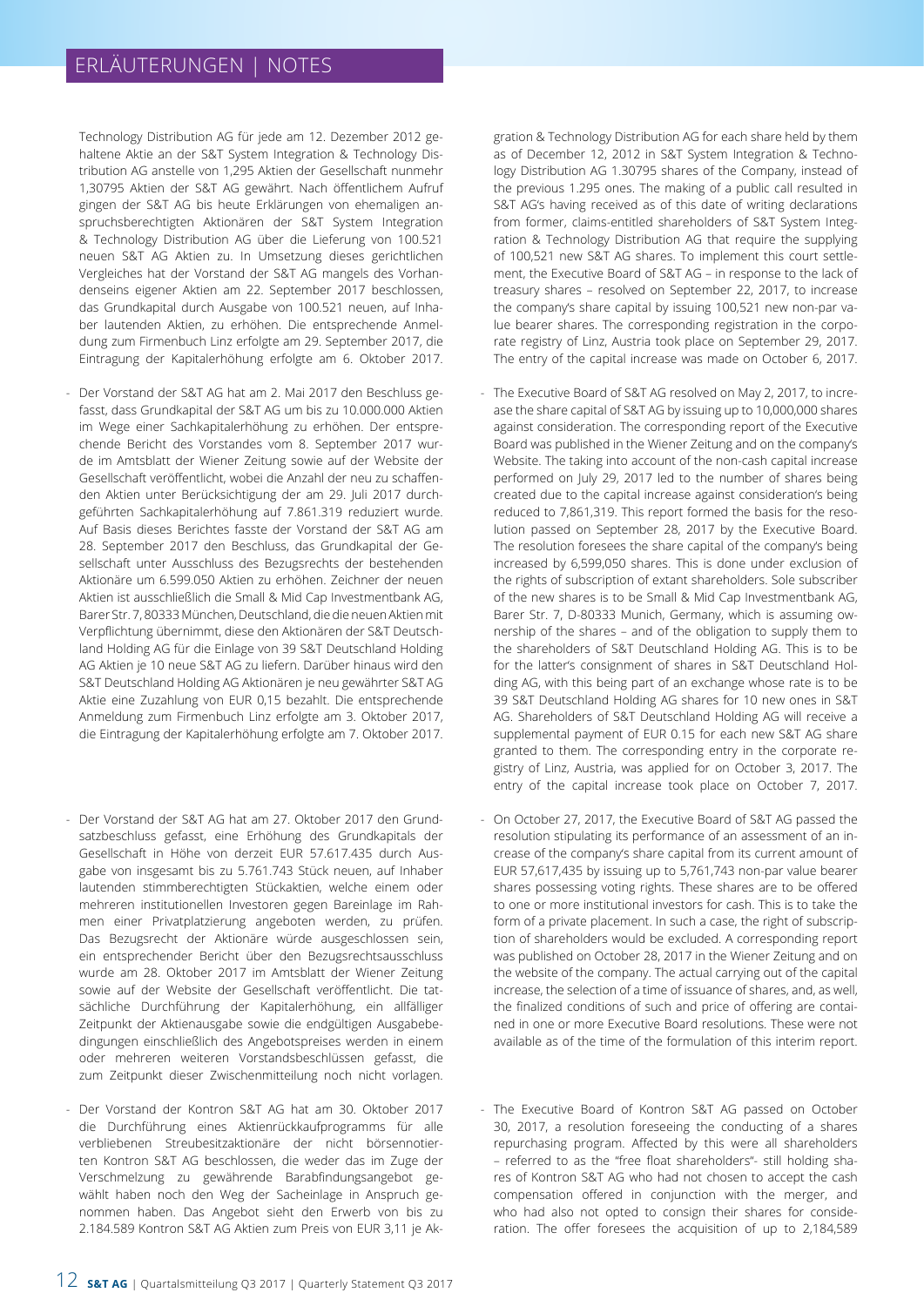Technology Distribution AG für jede am 12. Dezember 2012 gehaltene Aktie an der S&T System Integration & Technology Distribution AG anstelle von 1,295 Aktien der Gesellschaft nunmehr 1,30795 Aktien der S&T AG gewährt. Nach öffentlichem Aufruf gingen der S&T AG bis heute Erklärungen von ehemaligen anspruchsberechtigten Aktionären der S&T System Integration & Technology Distribution AG über die Lieferung von 100.521 neuen S&T AG Aktien zu. In Umsetzung dieses gerichtlichen Vergleiches hat der Vorstand der S&T AG mangels des Vorhandenseins eigener Aktien am 22. September 2017 beschlossen, das Grundkapital durch Ausgabe von 100.521 neuen, auf Inhaber lautenden Aktien, zu erhöhen. Die entsprechende Anmeldung zum Firmenbuch Linz erfolgte am 29. September 2017, die Eintragung der Kapitalerhöhung erfolgte am 6. Oktober 2017.

- Der Vorstand der S&T AG hat am 2. Mai 2017 den Beschluss gefasst, dass Grundkapital der S&T AG um bis zu 10.000.000 Aktien im Wege einer Sachkapitalerhöhung zu erhöhen. Der entsprechende Bericht des Vorstandes vom 8. September 2017 wurde im Amtsblatt der Wiener Zeitung sowie auf der Website der Gesellschaft veröffentlicht, wobei die Anzahl der neu zu schaffenden Aktien unter Berücksichtigung der am 29. Juli 2017 durchgeführten Sachkapitalerhöhung auf 7.861.319 reduziert wurde. Auf Basis dieses Berichtes fasste der Vorstand der S&T AG am 28. September 2017 den Beschluss, das Grundkapital der Gesellschaft unter Ausschluss des Bezugsrechts der bestehenden Aktionäre um 6.599.050 Aktien zu erhöhen. Zeichner der neuen Aktien ist ausschließlich die Small & Mid Cap Investmentbank AG, Barer Str. 7, 80333 München, Deutschland, die die neuen Aktien mit Verpflichtung übernimmt, diese den Aktionären der S&T Deutschland Holding AG für die Einlage von 39 S&T Deutschland Holding AG Aktien je 10 neue S&T AG zu liefern. Darüber hinaus wird den S&T Deutschland Holding AG Aktionären je neu gewährter S&T AG Aktie eine Zuzahlung von EUR 0,15 bezahlt. Die entsprechende Anmeldung zum Firmenbuch Linz erfolgte am 3. Oktober 2017, die Eintragung der Kapitalerhöhung erfolgte am 7. Oktober 2017.

- Der Vorstand der S&T AG hat am 27. Oktober 2017 den Grundsatzbeschluss gefasst, eine Erhöhung des Grundkapitals der Gesellschaft in Höhe von derzeit EUR 57.617.435 durch Ausgabe von insgesamt bis zu 5.761.743 Stück neuen, auf Inhaber lautenden stimmberechtigten Stückaktien, welche einem oder mehreren institutionellen Investoren gegen Bareinlage im Rahmen einer Privatplatzierung angeboten werden, zu prüfen. Das Bezugsrecht der Aktionäre würde ausgeschlossen sein, ein entsprechender Bericht über den Bezugsrechtsausschluss wurde am 28. Oktober 2017 im Amtsblatt der Wiener Zeitung sowie auf der Website der Gesellschaft veröffentlicht. Die tatsächliche Durchführung der Kapitalerhöhung, ein allfälliger Zeitpunkt der Aktienausgabe sowie die endgültigen Ausgabebedingungen einschließlich des Angebotspreises werden in einem oder mehreren weiteren Vorstandsbeschlüssen gefasst, die zum Zeitpunkt dieser Zwischenmitteilung noch nicht vorlagen.

- Der Vorstand der Kontron S&T AG hat am 30. Oktober 2017 die Durchführung eines Aktienrückkaufprogramms für alle verbliebenen Streubesitzaktionäre der nicht börsennotierten Kontron S&T AG beschlossen, die weder das im Zuge der Verschmelzung zu gewährende Barabfindungsangebot gewählt haben noch den Weg der Sacheinlage in Anspruch genommen haben. Das Angebot sieht den Erwerb von bis zu 2.184.589 Kontron S&T AG Aktien zum Preis von EUR 3,11 je Ak-

gration & Technology Distribution AG for each share held by them as of December 12, 2012 in S&T System Integration & Technology Distribution AG 1.30795 shares of the Company, instead of the previous 1.295 ones. The making of a public call resulted in S&T AG's having received as of this date of writing declarations from former, claims-entitled shareholders of S&T System Integration & Technology Distribution AG that require the supplying of 100,521 new S&T AG shares. To implement this court settlement, the Executive Board of S&T AG – in response to the lack of treasury shares – resolved on September 22, 2017, to increase the company's share capital by issuing 100,521 new non-par value bearer shares. The corresponding registration in the corporate registry of Linz, Austria took place on September 29, 2017. The entry of the capital increase was made on October 6, 2017.

- The Executive Board of S&T AG resolved on May 2, 2017, to increase the share capital of S&T AG by issuing up to 10,000,000 shares against consideration. The corresponding report of the Executive Board was published in the Wiener Zeitung and on the company's Website. The taking into account of the non-cash capital increase performed on July 29, 2017 led to the number of shares being created due to the capital increase against consideration's being reduced to 7,861,319. This report formed the basis for the resolution passed on September 28, 2017 by the Executive Board. The resolution foresees the share capital of the company's being increased by 6,599,050 shares. This is done under exclusion of the rights of subscription of extant shareholders. Sole subscriber of the new shares is to be Small & Mid Cap Investmentbank AG, Barer Str. 7, D-80333 Munich, Germany, which is assuming ownership of the shares – and of the obligation to supply them to the shareholders of S&T Deutschland Holding AG. This is to be for the latter's consignment of shares in S&T Deutschland Holding AG, with this being part of an exchange whose rate is to be 39 S&T Deutschland Holding AG shares for 10 new ones in S&T AG. Shareholders of S&T Deutschland Holding AG will receive a supplemental payment of EUR 0.15 for each new S&T AG share granted to them. The corresponding entry in the corporate registry of Linz, Austria, was applied for on October 3, 2017. The entry of the capital increase took place on October 7, 2017.

- On October 27, 2017, the Executive Board of S&T AG passed the resolution stipulating its performance of an assessment of an increase of the company's share capital from its current amount of EUR 57,617,435 by issuing up to 5,761,743 non-par value bearer shares possessing voting rights. These shares are to be offered to one or more institutional investors for cash. This is to take the form of a private placement. In such a case, the right of subscription of shareholders would be excluded. A corresponding report was published on October 28, 2017 in the Wiener Zeitung and on the website of the company. The actual carrying out of the capital increase, the selection of a time of issuance of shares, and, as well, the finalized conditions of such and price of offering are contained in one or more Executive Board resolutions. These were not available as of the time of the formulation of this interim report.

- The Executive Board of Kontron S&T AG passed on October 30, 2017, a resolution foreseeing the conducting of a shares repurchasing program. Affected by this were all shareholders – referred to as the "free float shareholders"- still holding shares of Kontron S&T AG who had not chosen to accept the cash compensation offered in conjunction with the merger, and who had also not opted to consign their shares for consideration. The offer foresees the acquisition of up to 2,184,589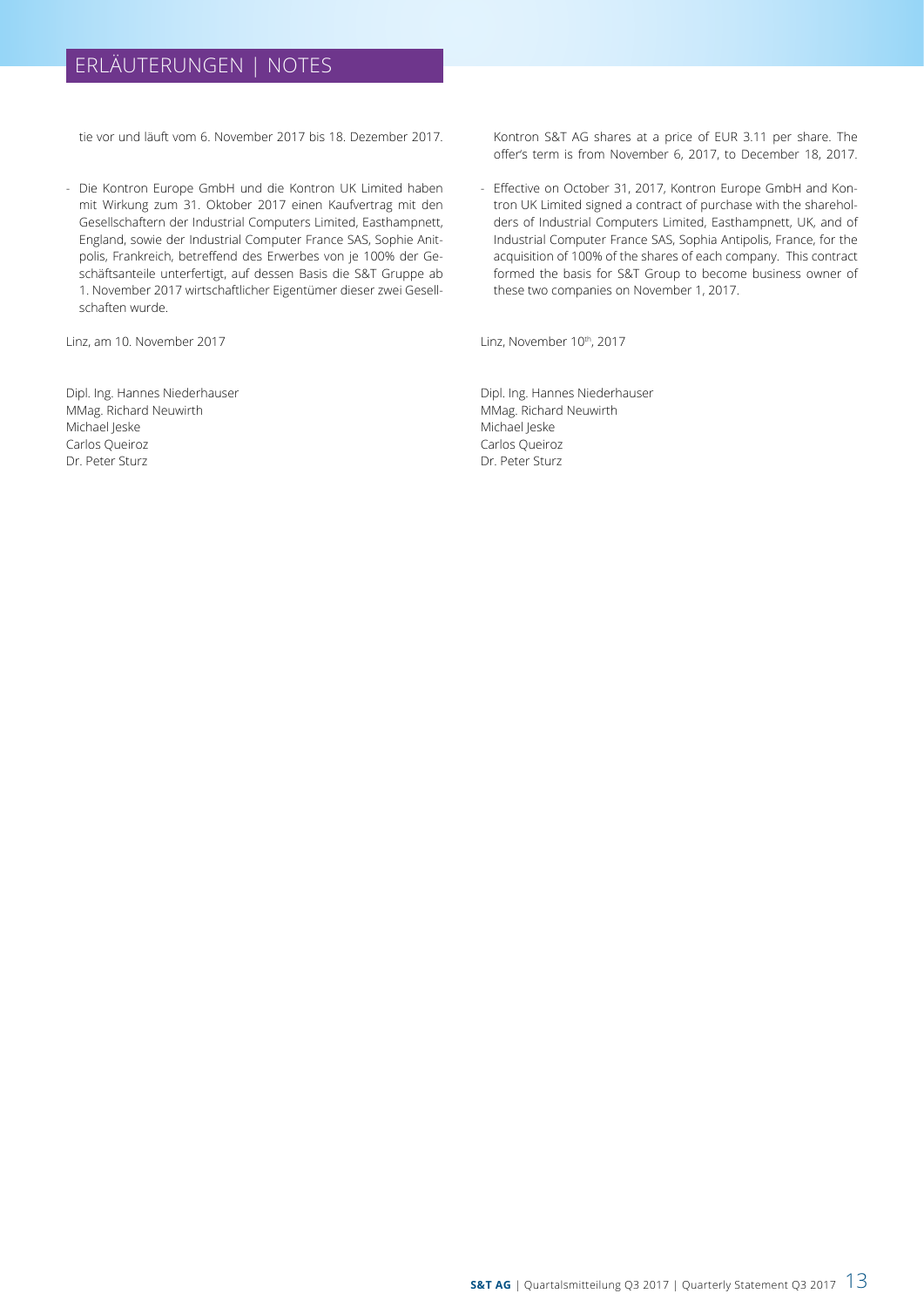tie vor und läuft vom 6. November 2017 bis 18. Dezember 2017.

- Die Kontron Europe GmbH und die Kontron UK Limited haben mit Wirkung zum 31. Oktober 2017 einen Kaufvertrag mit den Gesellschaftern der Industrial Computers Limited, Easthampnett, England, sowie der Industrial Computer France SAS, Sophie Antipolis, Frankreich, betreffend des Erwerbes von je 100% der Geschäftsanteile unterfertigt, auf dessen Basis die S&T Gruppe ab 1. November 2017 wirtschaftlicher Eigentümer dieser zwei Gesellschaften wurde.

Linz, am 10. November 2017

Dipl. Ing. Hannes Niederhauser
MMag. Richard Neuwirth
Michael Jeske
Carlos Queiroz
Dr. Peter Sturz

Kontron S&T AG shares at a price of EUR 3.11 per share. The offer's term is from November 6, 2017, to December 18, 2017.

- Effective on October 31, 2017, Kontron Europe GmbH and Kontron UK Limited signed a contract of purchase with the shareholders of Industrial Computers Limited, Easthampnett, UK, and of Industrial Computer France SAS, Sophia Antipolis, France, for the acquisition of 100% of the shares of each company. This contract formed the basis for S&T Group to become business owner of these two companies on November 1, 2017.

Linz, November 10th, 2017

Dipl. Ing. Hannes Niederhauser
MMag. Richard Neuwirth
Michael Jeske
Carlos Queiroz
Dr. Peter Sturz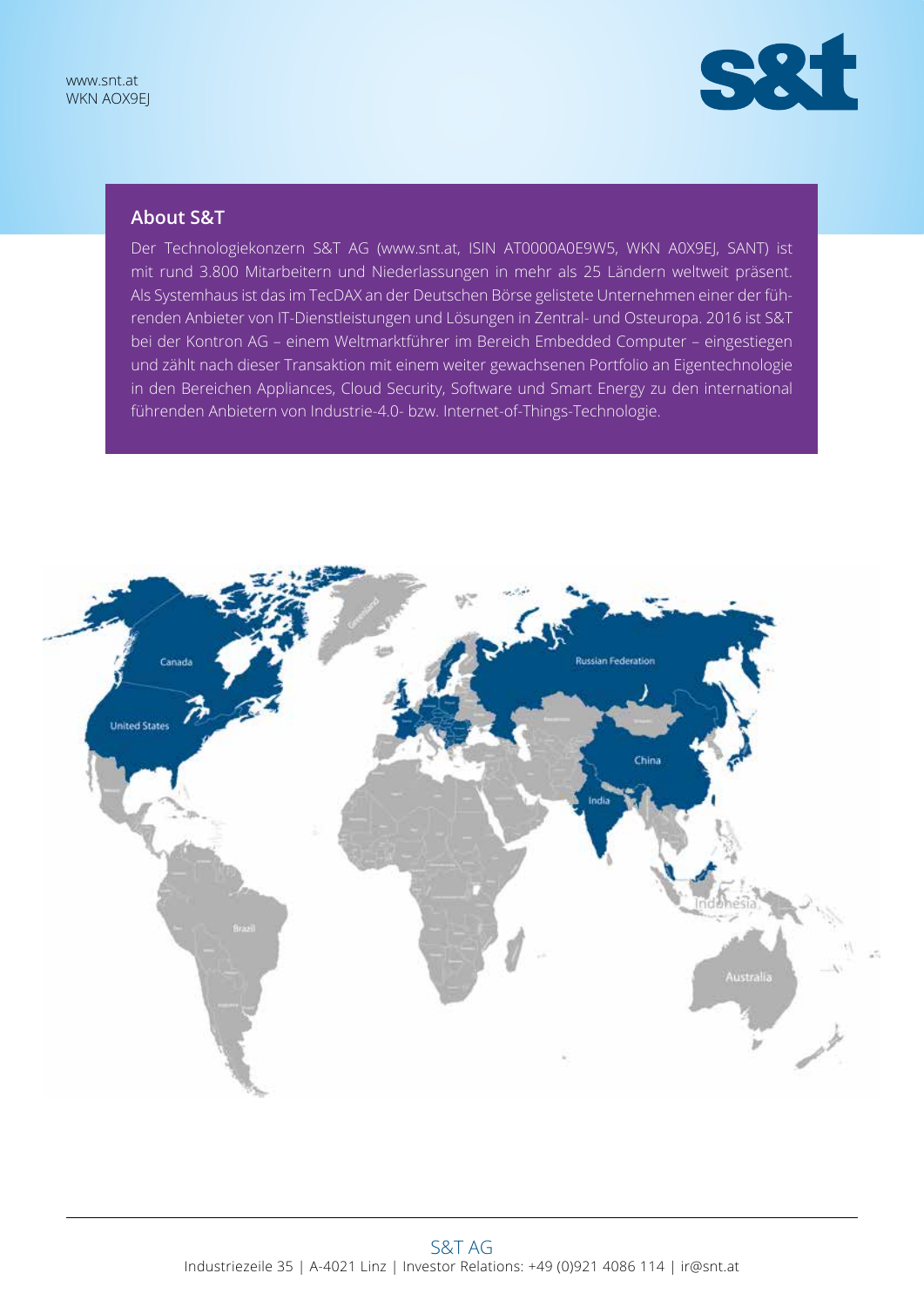www.snt.at
WKN AOX9EJ

## About S&T

Der Technologiekonzern S&T AG (www.snt.at, ISIN AT0000A0E9W5, WKN A0X9EJ, SANT) ist mit rund 3.800 Mitarbeitern und Niederlassungen in mehr als 25 Ländern weltweit präsent. Als Systemhaus ist das im TecDAX an der Deutschen Börse gelistete Unternehmen einer der führenden Anbieter von IT-Dienstleistungen und Lösungen in Zentral- und Osteuropa. 2016 ist S&T bei der Kontron AG – einem Weltmarktführer im Bereich Embedded Computer – eingestiegen und zählt nach dieser Transaktion mit einem weiter gewachsenen Portfolio an Eigentechnologie in den Bereichen Appliances, Cloud Security, Software und Smart Energy zu den international führenden Anbietern von Industrie-4.0- bzw. Internet-of-Things-Technologie.

Canada
United States
Russian Federation
China
India
Indonesia
Brazil
Australia

S&T AG
Industriezeile 35 | A-4021 Linz | Investor Relations: +49 (0)921 4086 114 | ir@snt.at